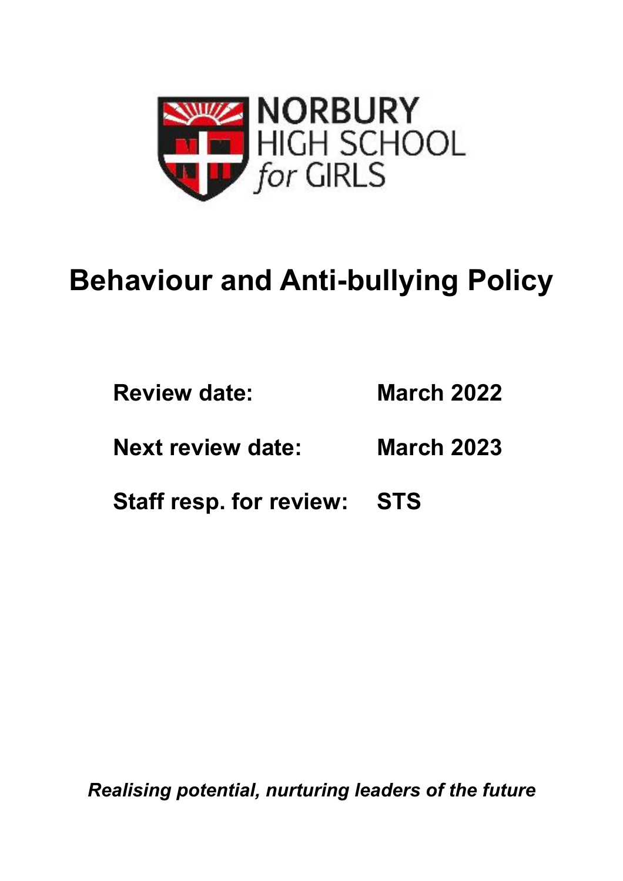NORBURY
HIGH SCHOOL
*for* GIRLS

# Behaviour and Anti-bullying Policy

**Review date:** **March 2022**

**Next review date:** **March 2023**

**Staff resp. for review:** **STS**

***Realising potential, nurturing leaders of the future***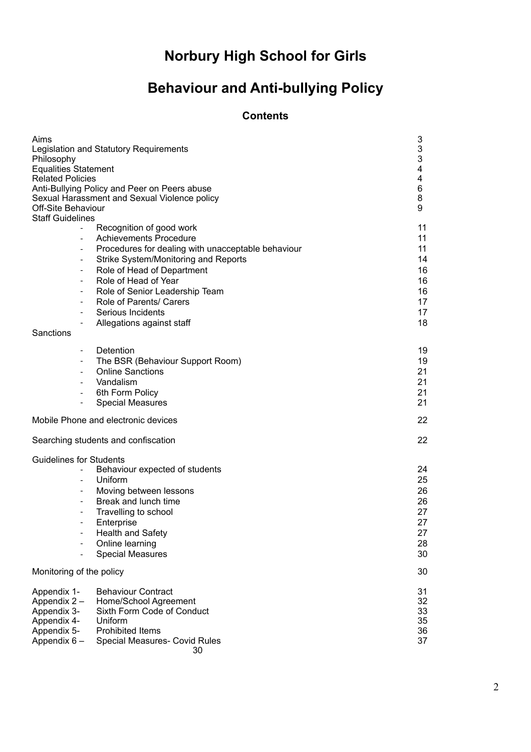# Norbury High School for Girls

# Behaviour and Anti-bullying Policy

## Contents

| | |
|---|---|
| Aims | 3 |
| Legislation and Statutory Requirements | 3 |
| Philosophy | 3 |
| Equalities Statement | 4 |
| Related Policies | 4 |
| Anti-Bullying Policy and Peer on Peers abuse | 6 |
| Sexual Harassment and Sexual Violence policy | 8 |
| Off-Site Behaviour | 9 |
| Staff Guidelines | |
| - Recognition of good work | 11 |
| - Achievements Procedure | 11 |
| - Procedures for dealing with unacceptable behaviour | 11 |
| - Strike System/Monitoring and Reports | 14 |
| - Role of Head of Department | 16 |
| - Role of Head of Year | 16 |
| - Role of Senior Leadership Team | 16 |
| - Role of Parents/ Carers | 17 |
| - Serious Incidents | 17 |
| - Allegations against staff | 18 |
| Sanctions | |
| - Detention | 19 |
| - The BSR (Behaviour Support Room) | 19 |
| - Online Sanctions | 21 |
| - Vandalism | 21 |
| - 6th Form Policy | 21 |
| - Special Measures | 21 |
| Mobile Phone and electronic devices | 22 |
| Searching students and confiscation | 22 |
| Guidelines for Students | |
| - Behaviour expected of students | 24 |
| - Uniform | 25 |
| - Moving between lessons | 26 |
| - Break and lunch time | 26 |
| - Travelling to school | 27 |
| - Enterprise | 27 |
| - Health and Safety | 27 |
| - Online learning | 28 |
| - Special Measures | 30 |
| Monitoring of the policy | 30 |
| Appendix 1- Behaviour Contract | 31 |
| Appendix 2 – Home/School Agreement | 32 |
| Appendix 3- Sixth Form Code of Conduct | 33 |
| Appendix 4- Uniform | 35 |
| Appendix 5- Prohibited Items | 36 |
| Appendix 6 – Special Measures- Covid Rules | 37 |

30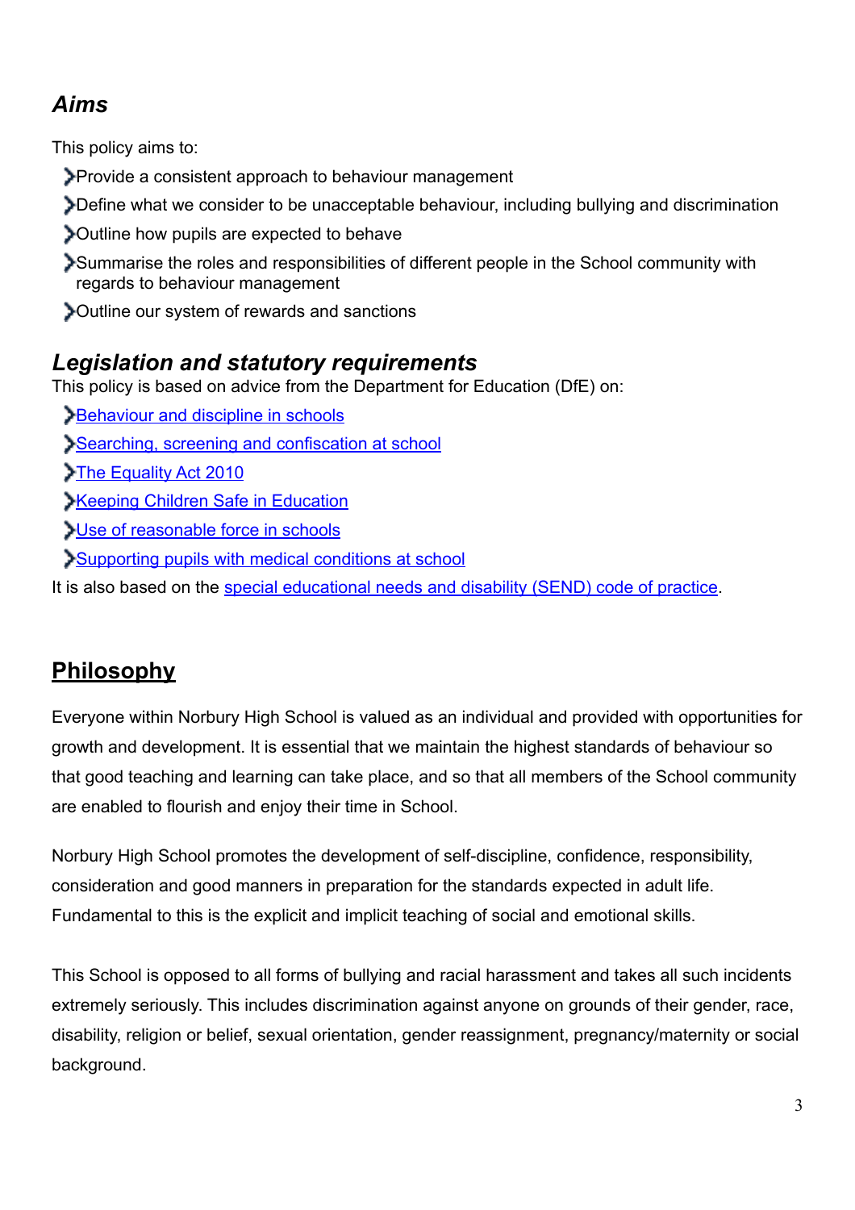## *Aims*

This policy aims to:

- Provide a consistent approach to behaviour management
- Define what we consider to be unacceptable behaviour, including bullying and discrimination
- Outline how pupils are expected to behave
- Summarise the roles and responsibilities of different people in the School community with regards to behaviour management
- Outline our system of rewards and sanctions

## *Legislation and statutory requirements*

This policy is based on advice from the Department for Education (DfE) on:

- Behaviour and discipline in schools
- Searching, screening and confiscation at school
- The Equality Act 2010
- Keeping Children Safe in Education
- Use of reasonable force in schools
- Supporting pupils with medical conditions at school

It is also based on the special educational needs and disability (SEND) code of practice.

## Philosophy

Everyone within Norbury High School is valued as an individual and provided with opportunities for growth and development. It is essential that we maintain the highest standards of behaviour so that good teaching and learning can take place, and so that all members of the School community are enabled to flourish and enjoy their time in School.

Norbury High School promotes the development of self-discipline, confidence, responsibility, consideration and good manners in preparation for the standards expected in adult life. Fundamental to this is the explicit and implicit teaching of social and emotional skills.

This School is opposed to all forms of bullying and racial harassment and takes all such incidents extremely seriously. This includes discrimination against anyone on grounds of their gender, race, disability, religion or belief, sexual orientation, gender reassignment, pregnancy/maternity or social background.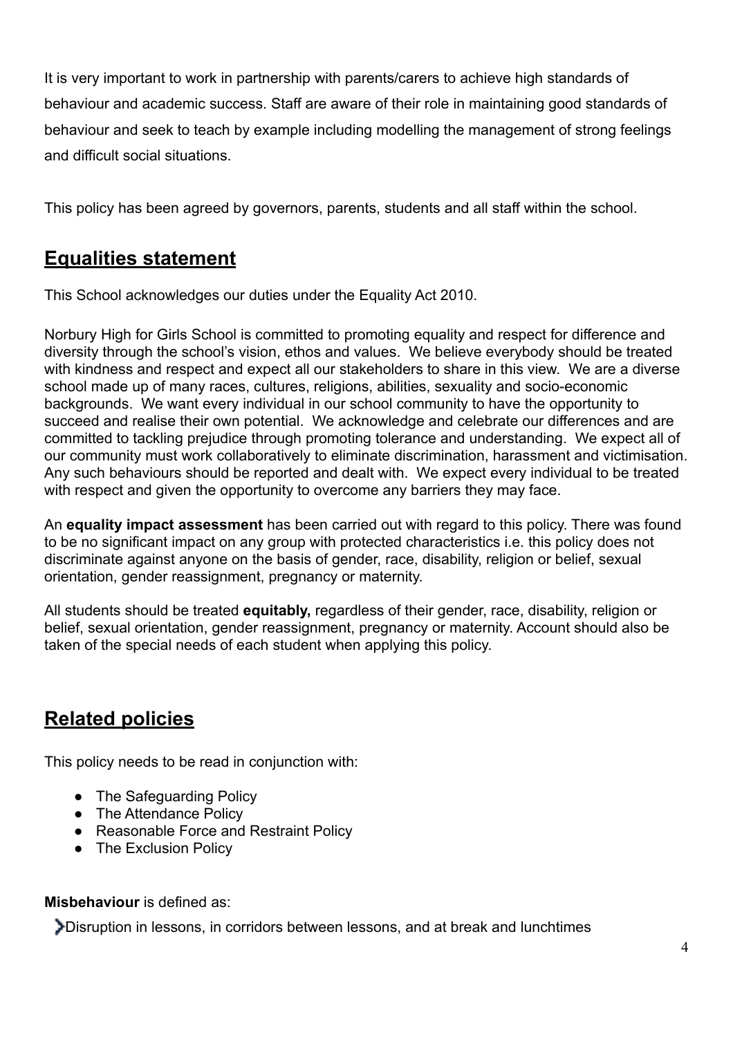It is very important to work in partnership with parents/carers to achieve high standards of behaviour and academic success. Staff are aware of their role in maintaining good standards of behaviour and seek to teach by example including modelling the management of strong feelings and difficult social situations.

This policy has been agreed by governors, parents, students and all staff within the school.

## Equalities statement

This School acknowledges our duties under the Equality Act 2010.

Norbury High for Girls School is committed to promoting equality and respect for difference and diversity through the school's vision, ethos and values. We believe everybody should be treated with kindness and respect and expect all our stakeholders to share in this view. We are a diverse school made up of many races, cultures, religions, abilities, sexuality and socio-economic backgrounds. We want every individual in our school community to have the opportunity to succeed and realise their own potential. We acknowledge and celebrate our differences and are committed to tackling prejudice through promoting tolerance and understanding. We expect all of our community must work collaboratively to eliminate discrimination, harassment and victimisation. Any such behaviours should be reported and dealt with. We expect every individual to be treated with respect and given the opportunity to overcome any barriers they may face.

An **equality impact assessment** has been carried out with regard to this policy. There was found to be no significant impact on any group with protected characteristics i.e. this policy does not discriminate against anyone on the basis of gender, race, disability, religion or belief, sexual orientation, gender reassignment, pregnancy or maternity.

All students should be treated **equitably,** regardless of their gender, race, disability, religion or belief, sexual orientation, gender reassignment, pregnancy or maternity. Account should also be taken of the special needs of each student when applying this policy.

## Related policies

This policy needs to be read in conjunction with:

- The Safeguarding Policy
- The Attendance Policy
- Reasonable Force and Restraint Policy
- The Exclusion Policy

**Misbehaviour** is defined as:

- Disruption in lessons, in corridors between lessons, and at break and lunchtimes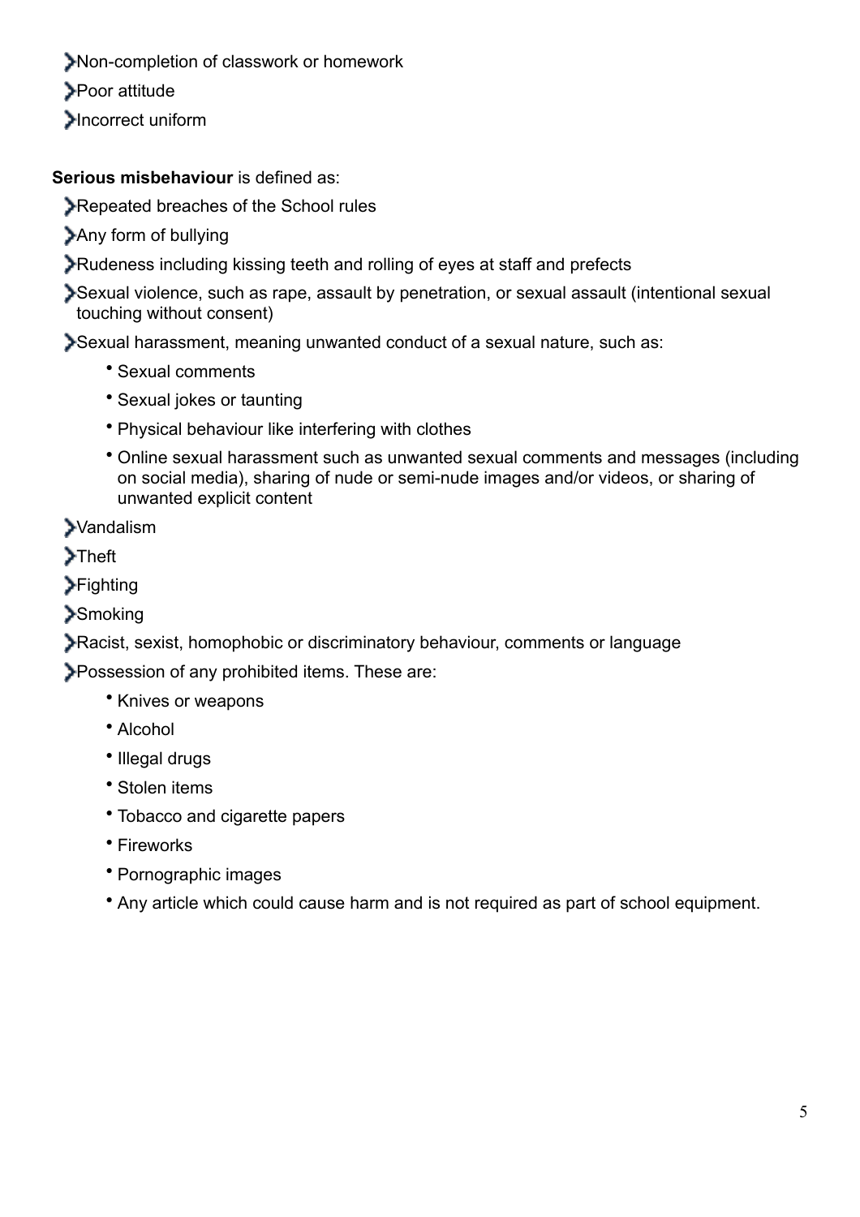- Non-completion of classwork or homework
- Poor attitude
- Incorrect uniform

**Serious misbehaviour** is defined as:

- Repeated breaches of the School rules
- Any form of bullying
- Rudeness including kissing teeth and rolling of eyes at staff and prefects
- Sexual violence, such as rape, assault by penetration, or sexual assault (intentional sexual touching without consent)
- Sexual harassment, meaning unwanted conduct of a sexual nature, such as:
    - Sexual comments
    - Sexual jokes or taunting
    - Physical behaviour like interfering with clothes
    - Online sexual harassment such as unwanted sexual comments and messages (including on social media), sharing of nude or semi-nude images and/or videos, or sharing of unwanted explicit content
- Vandalism
- Theft
- Fighting
- Smoking
- Racist, sexist, homophobic or discriminatory behaviour, comments or language
- Possession of any prohibited items. These are:
    - Knives or weapons
    - Alcohol
    - Illegal drugs
    - Stolen items
    - Tobacco and cigarette papers
    - Fireworks
    - Pornographic images
    - Any article which could cause harm and is not required as part of school equipment.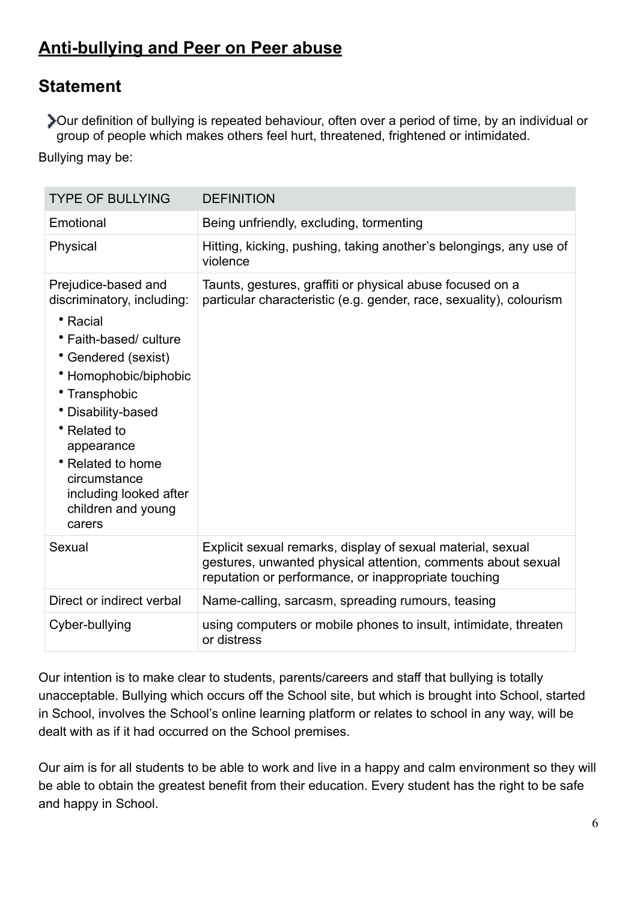## Anti-bullying and Peer on Peer abuse

## Statement

- Our definition of bullying is repeated behaviour, often over a period of time, by an individual or group of people which makes others feel hurt, threatened, frightened or intimidated.

Bullying may be:

| TYPE OF BULLYING | DEFINITION |
|---|---|
| Emotional | Being unfriendly, excluding, tormenting |
| Physical | Hitting, kicking, pushing, taking another's belongings, any use of violence |
| Prejudice-based and discriminatory, including:<br>• Racial<br>• Faith-based/ culture<br>• Gendered (sexist)<br>• Homophobic/biphobic<br>• Transphobic<br>• Disability-based<br>• Related to appearance<br>• Related to home circumstance including looked after children and young carers | Taunts, gestures, graffiti or physical abuse focused on a particular characteristic (e.g. gender, race, sexuality), colourism |
| Sexual | Explicit sexual remarks, display of sexual material, sexual gestures, unwanted physical attention, comments about sexual reputation or performance, or inappropriate touching |
| Direct or indirect verbal | Name-calling, sarcasm, spreading rumours, teasing |
| Cyber-bullying | using computers or mobile phones to insult, intimidate, threaten or distress |

Our intention is to make clear to students, parents/careers and staff that bullying is totally unacceptable. Bullying which occurs off the School site, but which is brought into School, started in School, involves the School's online learning platform or relates to school in any way, will be dealt with as if it had occurred on the School premises.

Our aim is for all students to be able to work and live in a happy and calm environment so they will be able to obtain the greatest benefit from their education. Every student has the right to be safe and happy in School.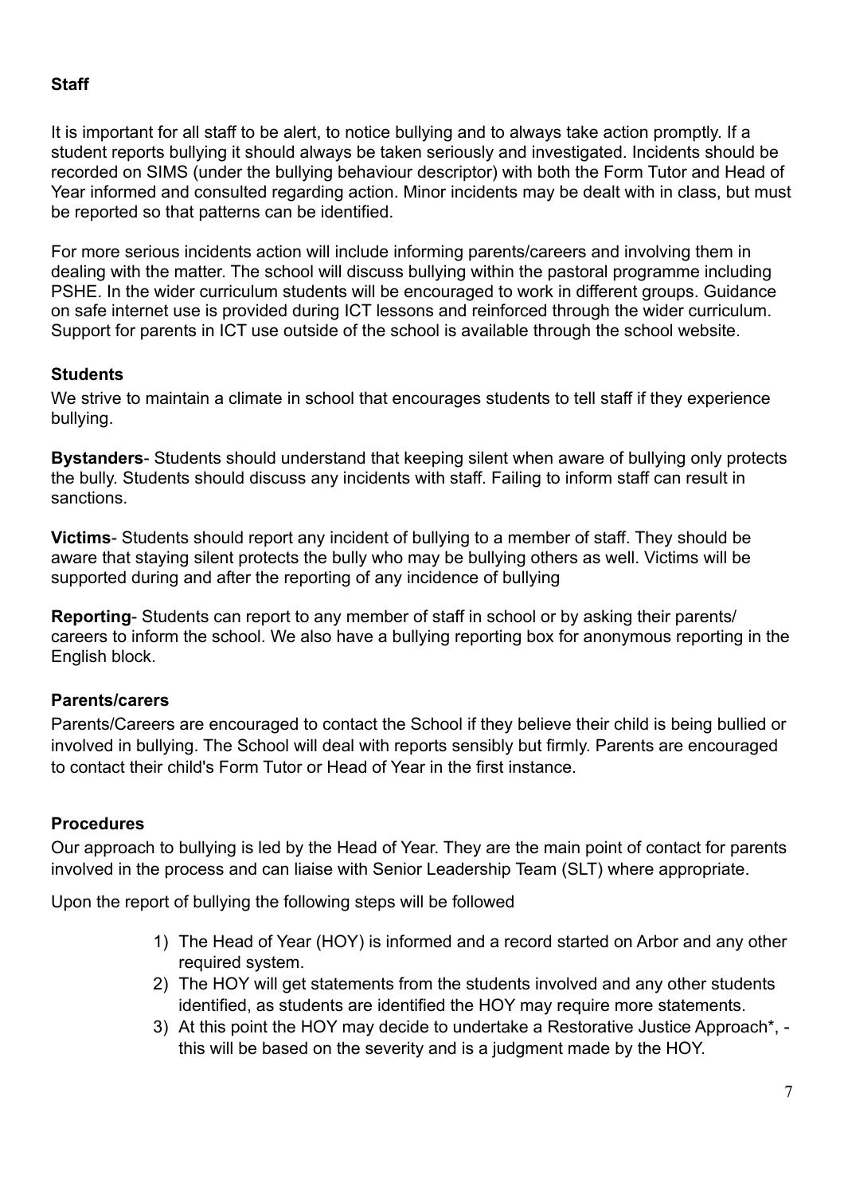**Staff**

It is important for all staff to be alert, to notice bullying and to always take action promptly. If a student reports bullying it should always be taken seriously and investigated. Incidents should be recorded on SIMS (under the bullying behaviour descriptor) with both the Form Tutor and Head of Year informed and consulted regarding action. Minor incidents may be dealt with in class, but must be reported so that patterns can be identified.

For more serious incidents action will include informing parents/careers and involving them in dealing with the matter. The school will discuss bullying within the pastoral programme including PSHE. In the wider curriculum students will be encouraged to work in different groups. Guidance on safe internet use is provided during ICT lessons and reinforced through the wider curriculum. Support for parents in ICT use outside of the school is available through the school website.

**Students**

We strive to maintain a climate in school that encourages students to tell staff if they experience bullying.

**Bystanders**- Students should understand that keeping silent when aware of bullying only protects the bully. Students should discuss any incidents with staff. Failing to inform staff can result in sanctions.

**Victims**- Students should report any incident of bullying to a member of staff. They should be aware that staying silent protects the bully who may be bullying others as well. Victims will be supported during and after the reporting of any incidence of bullying

**Reporting**- Students can report to any member of staff in school or by asking their parents/ careers to inform the school. We also have a bullying reporting box for anonymous reporting in the English block.

**Parents/carers**

Parents/Careers are encouraged to contact the School if they believe their child is being bullied or involved in bullying. The School will deal with reports sensibly but firmly. Parents are encouraged to contact their child's Form Tutor or Head of Year in the first instance.

**Procedures**

Our approach to bullying is led by the Head of Year. They are the main point of contact for parents involved in the process and can liaise with Senior Leadership Team (SLT) where appropriate.

Upon the report of bullying the following steps will be followed

1) The Head of Year (HOY) is informed and a record started on Arbor and any other required system.
2) The HOY will get statements from the students involved and any other students identified, as students are identified the HOY may require more statements.
3) At this point the HOY may decide to undertake a Restorative Justice Approach*, - this will be based on the severity and is a judgment made by the HOY.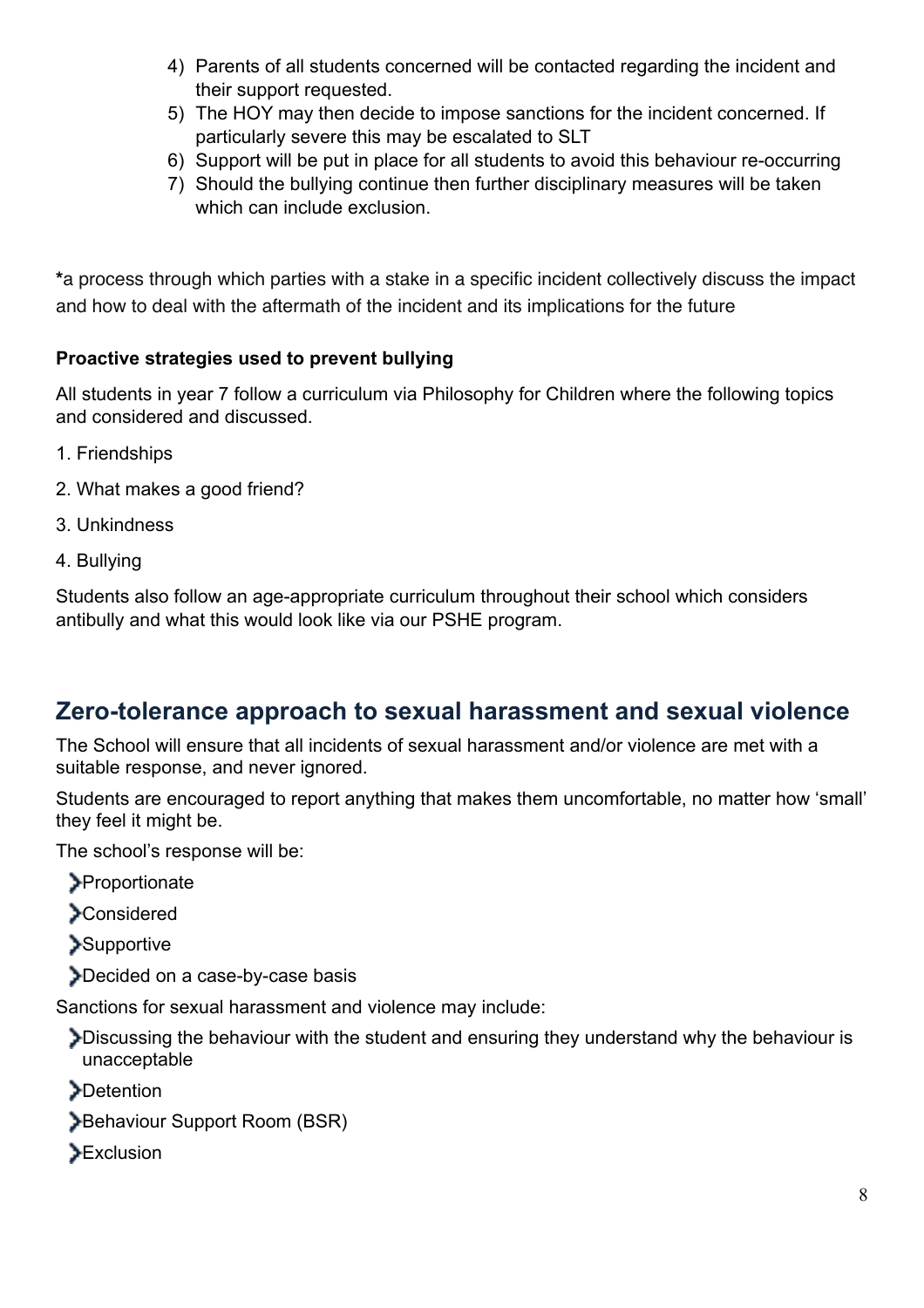4) Parents of all students concerned will be contacted regarding the incident and their support requested.
5) The HOY may then decide to impose sanctions for the incident concerned. If particularly severe this may be escalated to SLT
6) Support will be put in place for all students to avoid this behaviour re-occurring
7) Should the bullying continue then further disciplinary measures will be taken which can include exclusion.

***a** process through which parties with a stake in a specific incident collectively discuss the impact and how to deal with the aftermath of the incident and its implications for the future

**Proactive strategies used to prevent bullying**

All students in year 7 follow a curriculum via Philosophy for Children where the following topics and considered and discussed.

1. Friendships
2. What makes a good friend?
3. Unkindness
4. Bullying

Students also follow an age-appropriate curriculum throughout their school which considers antibully and what this would look like via our PSHE program.

## Zero-tolerance approach to sexual harassment and sexual violence

The School will ensure that all incidents of sexual harassment and/or violence are met with a suitable response, and never ignored.

Students are encouraged to report anything that makes them uncomfortable, no matter how 'small' they feel it might be.

The school's response will be:

- Proportionate
- Considered
- Supportive
- Decided on a case-by-case basis

Sanctions for sexual harassment and violence may include:

- Discussing the behaviour with the student and ensuring they understand why the behaviour is unacceptable
- Detention
- Behaviour Support Room (BSR)
- Exclusion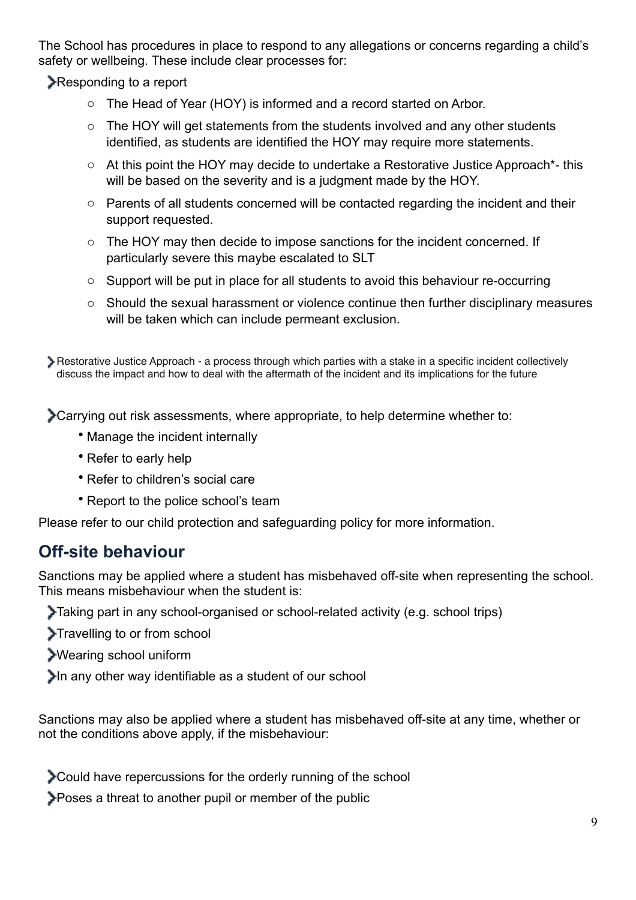The School has procedures in place to respond to any allegations or concerns regarding a child's safety or wellbeing. These include clear processes for:

- Responding to a report
  - The Head of Year (HOY) is informed and a record started on Arbor.
  - The HOY will get statements from the students involved and any other students identified, as students are identified the HOY may require more statements.
  - At this point the HOY may decide to undertake a Restorative Justice Approach*- this will be based on the severity and is a judgment made by the HOY.
  - Parents of all students concerned will be contacted regarding the incident and their support requested.
  - The HOY may then decide to impose sanctions for the incident concerned. If particularly severe this maybe escalated to SLT
  - Support will be put in place for all students to avoid this behaviour re-occurring
  - Should the sexual harassment or violence continue then further disciplinary measures will be taken which can include permeant exclusion.

- Restorative Justice Approach - a process through which parties with a stake in a specific incident collectively discuss the impact and how to deal with the aftermath of the incident and its implications for the future

- Carrying out risk assessments, where appropriate, to help determine whether to:
  - Manage the incident internally
  - Refer to early help
  - Refer to children's social care
  - Report to the police school's team

Please refer to our child protection and safeguarding policy for more information.

## Off-site behaviour

Sanctions may be applied where a student has misbehaved off-site when representing the school. This means misbehaviour when the student is:

- Taking part in any school-organised or school-related activity (e.g. school trips)
- Travelling to or from school
- Wearing school uniform
- In any other way identifiable as a student of our school

Sanctions may also be applied where a student has misbehaved off-site at any time, whether or not the conditions above apply, if the misbehaviour:

- Could have repercussions for the orderly running of the school
- Poses a threat to another pupil or member of the public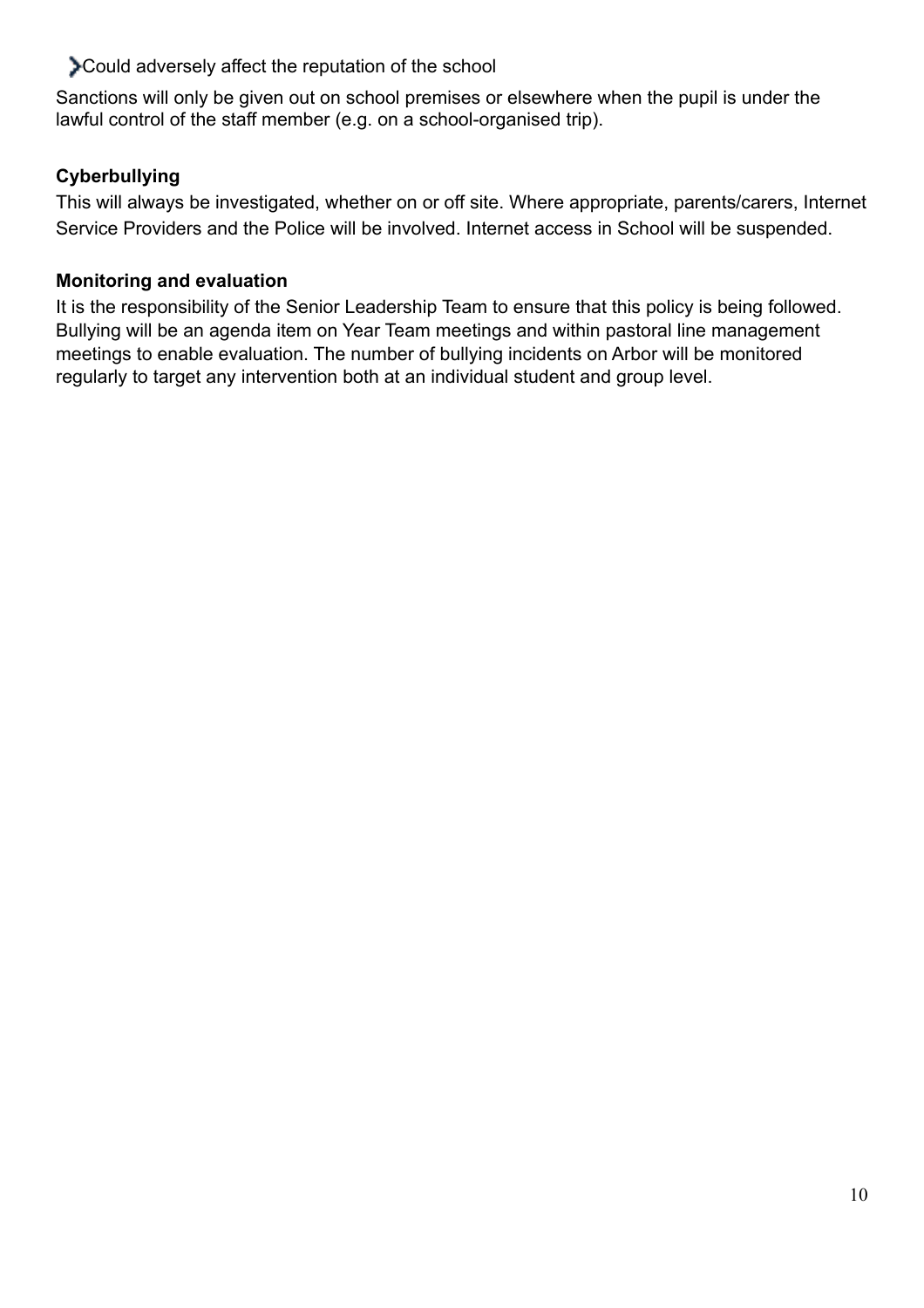- Could adversely affect the reputation of the school

Sanctions will only be given out on school premises or elsewhere when the pupil is under the lawful control of the staff member (e.g. on a school-organised trip).

**Cyberbullying**

This will always be investigated, whether on or off site. Where appropriate, parents/carers, Internet Service Providers and the Police will be involved. Internet access in School will be suspended.

**Monitoring and evaluation**

It is the responsibility of the Senior Leadership Team to ensure that this policy is being followed. Bullying will be an agenda item on Year Team meetings and within pastoral line management meetings to enable evaluation. The number of bullying incidents on Arbor will be monitored regularly to target any intervention both at an individual student and group level.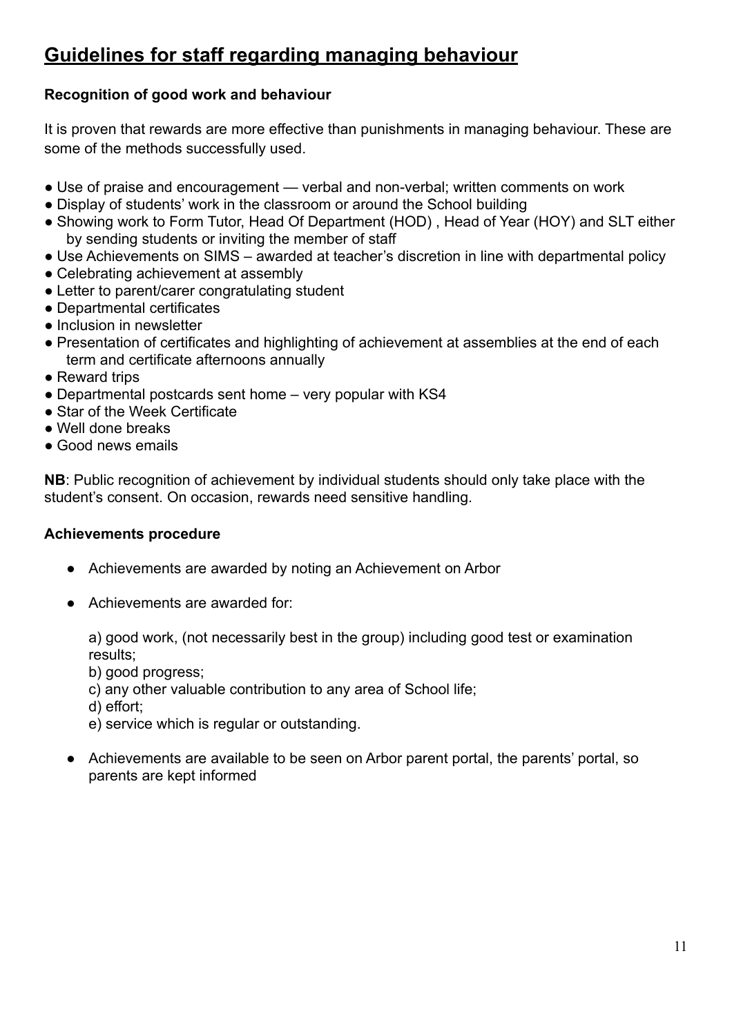# Guidelines for staff regarding managing behaviour

### Recognition of good work and behaviour

It is proven that rewards are more effective than punishments in managing behaviour. These are some of the methods successfully used.

- Use of praise and encouragement — verbal and non-verbal; written comments on work
- Display of students' work in the classroom or around the School building
- Showing work to Form Tutor, Head Of Department (HOD) , Head of Year (HOY) and SLT either by sending students or inviting the member of staff
- Use Achievements on SIMS – awarded at teacher's discretion in line with departmental policy
- Celebrating achievement at assembly
- Letter to parent/carer congratulating student
- Departmental certificates
- Inclusion in newsletter
- Presentation of certificates and highlighting of achievement at assemblies at the end of each term and certificate afternoons annually
- Reward trips
- Departmental postcards sent home – very popular with KS4
- Star of the Week Certificate
- Well done breaks
- Good news emails

**NB**: Public recognition of achievement by individual students should only take place with the student's consent. On occasion, rewards need sensitive handling.

### Achievements procedure

- Achievements are awarded by noting an Achievement on Arbor
- Achievements are awarded for:

  a) good work, (not necessarily best in the group) including good test or examination results;
  b) good progress;
  c) any other valuable contribution to any area of School life;
  d) effort;
  e) service which is regular or outstanding.

- Achievements are available to be seen on Arbor parent portal, the parents' portal, so parents are kept informed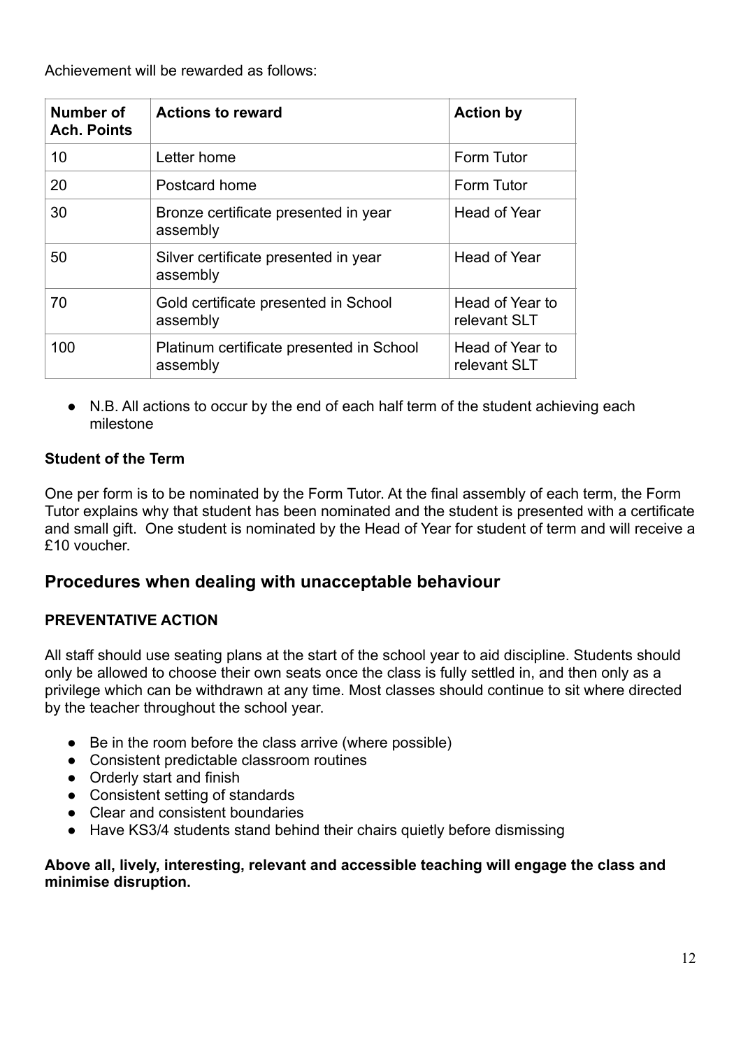Achievement will be rewarded as follows:

| Number of Ach. Points | Actions to reward | Action by |
|---|---|---|
| 10 | Letter home | Form Tutor |
| 20 | Postcard home | Form Tutor |
| 30 | Bronze certificate presented in year assembly | Head of Year |
| 50 | Silver certificate presented in year assembly | Head of Year |
| 70 | Gold certificate presented in School assembly | Head of Year to relevant SLT |
| 100 | Platinum certificate presented in School assembly | Head of Year to relevant SLT |

- N.B. All actions to occur by the end of each half term of the student achieving each milestone

**Student of the Term**

One per form is to be nominated by the Form Tutor. At the final assembly of each term, the Form Tutor explains why that student has been nominated and the student is presented with a certificate and small gift. One student is nominated by the Head of Year for student of term and will receive a £10 voucher.

## Procedures when dealing with unacceptable behaviour

**PREVENTATIVE ACTION**

All staff should use seating plans at the start of the school year to aid discipline. Students should only be allowed to choose their own seats once the class is fully settled in, and then only as a privilege which can be withdrawn at any time. Most classes should continue to sit where directed by the teacher throughout the school year.

- Be in the room before the class arrive (where possible)
- Consistent predictable classroom routines
- Orderly start and finish
- Consistent setting of standards
- Clear and consistent boundaries
- Have KS3/4 students stand behind their chairs quietly before dismissing

**Above all, lively, interesting, relevant and accessible teaching will engage the class and minimise disruption.**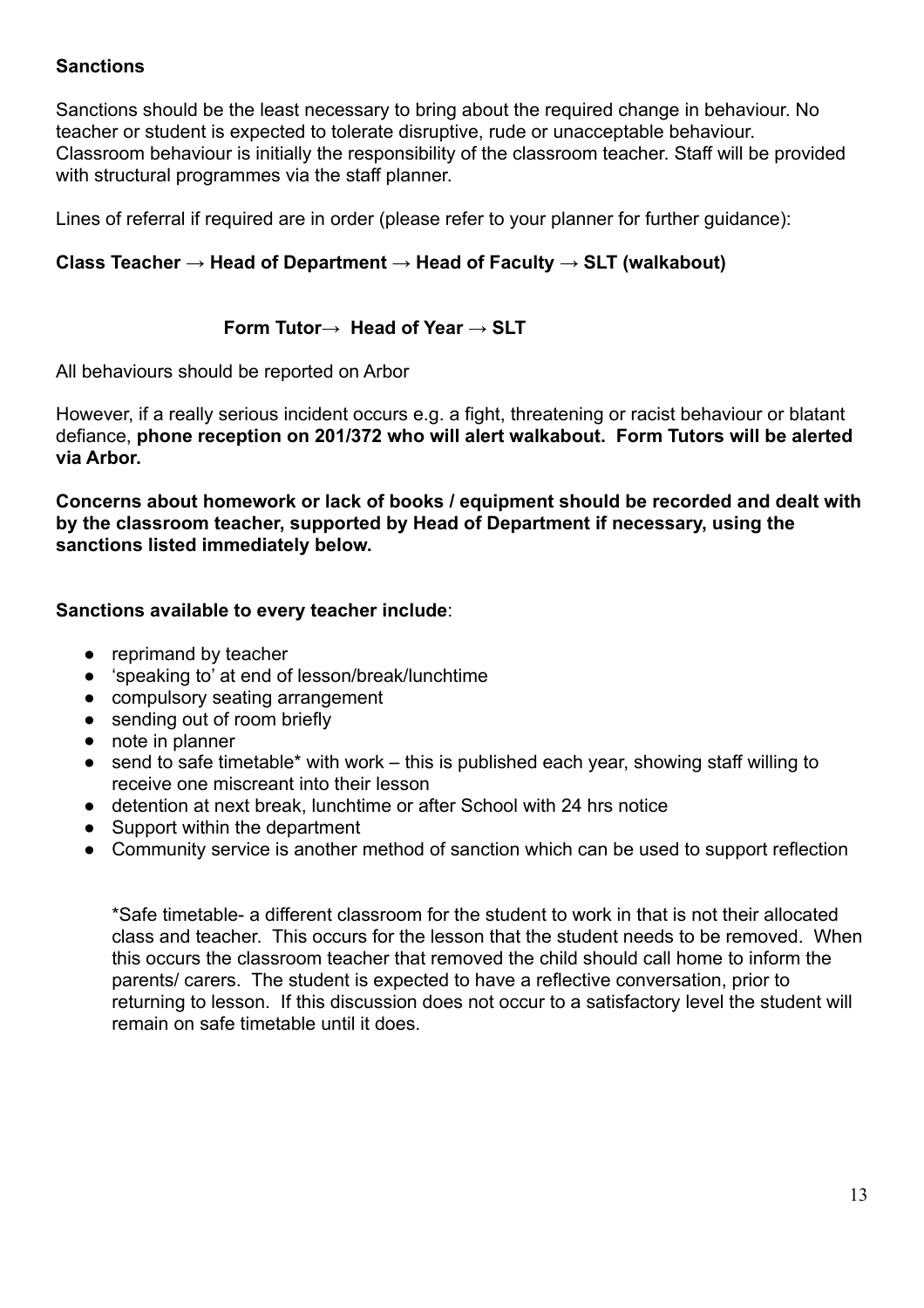**Sanctions**

Sanctions should be the least necessary to bring about the required change in behaviour. No teacher or student is expected to tolerate disruptive, rude or unacceptable behaviour. Classroom behaviour is initially the responsibility of the classroom teacher. Staff will be provided with structural programmes via the staff planner.

Lines of referral if required are in order (please refer to your planner for further guidance):

**Class Teacher → Head of Department → Head of Faculty → SLT (walkabout)**

**Form Tutor→ Head of Year → SLT**

All behaviours should be reported on Arbor

However, if a really serious incident occurs e.g. a fight, threatening or racist behaviour or blatant defiance, **phone reception on 201/372 who will alert walkabout. Form Tutors will be alerted via Arbor.**

**Concerns about homework or lack of books / equipment should be recorded and dealt with by the classroom teacher, supported by Head of Department if necessary, using the sanctions listed immediately below.**

**Sanctions available to every teacher include**:

- reprimand by teacher
- 'speaking to' at end of lesson/break/lunchtime
- compulsory seating arrangement
- sending out of room briefly
- note in planner
- send to safe timetable* with work – this is published each year, showing staff willing to receive one miscreant into their lesson
- detention at next break, lunchtime or after School with 24 hrs notice
- Support within the department
- Community service is another method of sanction which can be used to support reflection

*Safe timetable- a different classroom for the student to work in that is not their allocated class and teacher. This occurs for the lesson that the student needs to be removed. When this occurs the classroom teacher that removed the child should call home to inform the parents/ carers. The student is expected to have a reflective conversation, prior to returning to lesson. If this discussion does not occur to a satisfactory level the student will remain on safe timetable until it does.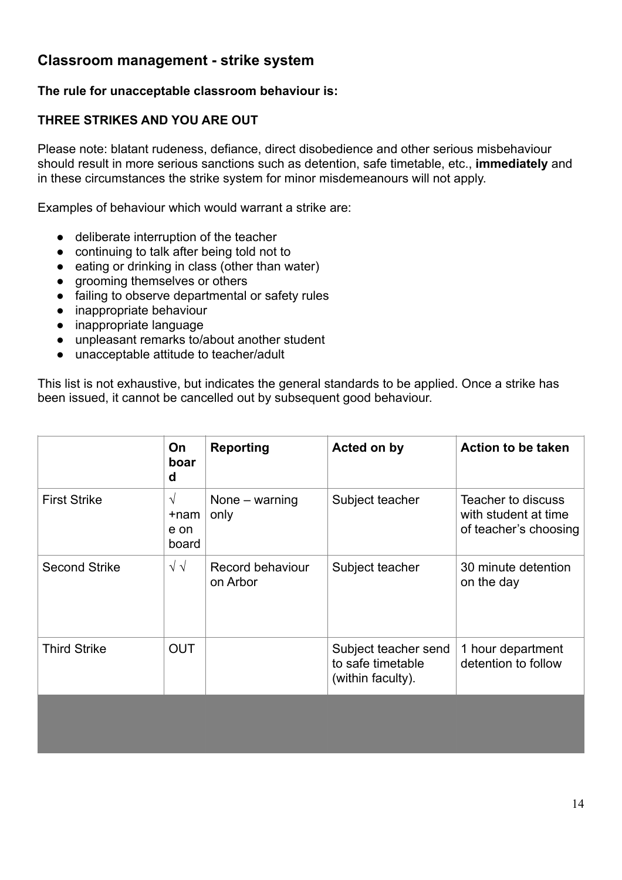## Classroom management - strike system

**The rule for unacceptable classroom behaviour is:**

**THREE STRIKES AND YOU ARE OUT**

Please note: blatant rudeness, defiance, direct disobedience and other serious misbehaviour should result in more serious sanctions such as detention, safe timetable, etc., **immediately** and in these circumstances the strike system for minor misdemeanours will not apply.

Examples of behaviour which would warrant a strike are:

- deliberate interruption of the teacher
- continuing to talk after being told not to
- eating or drinking in class (other than water)
- grooming themselves or others
- failing to observe departmental or safety rules
- inappropriate behaviour
- inappropriate language
- unpleasant remarks to/about another student
- unacceptable attitude to teacher/adult

This list is not exhaustive, but indicates the general standards to be applied. Once a strike has been issued, it cannot be cancelled out by subsequent good behaviour.

| | On board | Reporting | Acted on by | Action to be taken |
|---|---|---|---|---|
| First Strike | √ +name on board | None – warning only | Subject teacher | Teacher to discuss with student at time of teacher's choosing |
| Second Strike | √ √ | Record behaviour on Arbor | Subject teacher | 30 minute detention on the day |
| Third Strike | OUT | | Subject teacher send to safe timetable (within faculty). | 1 hour department detention to follow |
| | | | | |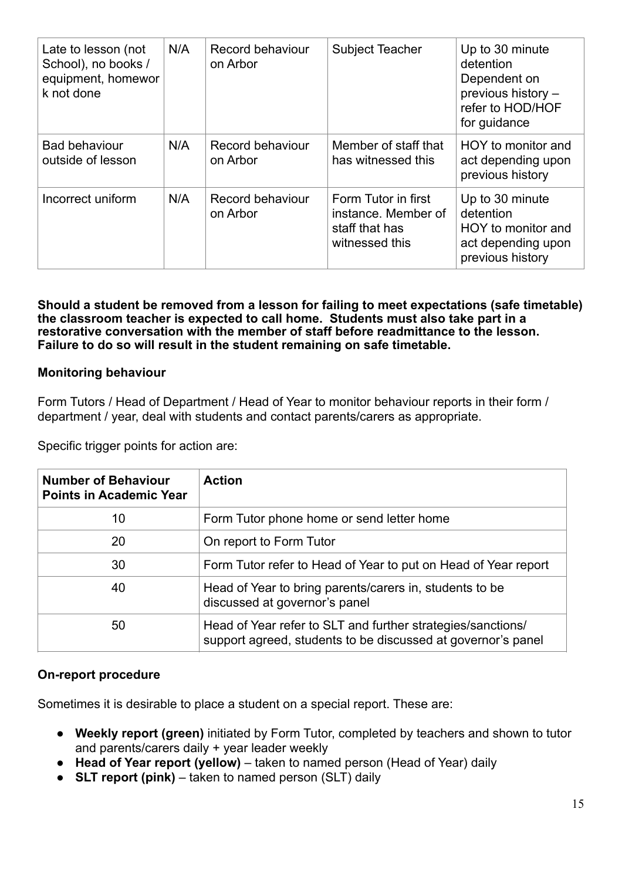| Late to lesson (not School), no books / equipment, homework not done | N/A | Record behaviour on Arbor | Subject Teacher | Up to 30 minute detention Dependent on previous history – refer to HOD/HOF for guidance |
|---|---|---|---|---|
| Bad behaviour outside of lesson | N/A | Record behaviour on Arbor | Member of staff that has witnessed this | HOY to monitor and act depending upon previous history |
| Incorrect uniform | N/A | Record behaviour on Arbor | Form Tutor in first instance. Member of staff that has witnessed this | Up to 30 minute detention HOY to monitor and act depending upon previous history |

**Should a student be removed from a lesson for failing to meet expectations (safe timetable) the classroom teacher is expected to call home. Students must also take part in a restorative conversation with the member of staff before readmittance to the lesson. Failure to do so will result in the student remaining on safe timetable.**

**Monitoring behaviour**

Form Tutors / Head of Department / Head of Year to monitor behaviour reports in their form / department / year, deal with students and contact parents/carers as appropriate.

Specific trigger points for action are:

| Number of Behaviour Points in Academic Year | Action |
|---|---|
| 10 | Form Tutor phone home or send letter home |
| 20 | On report to Form Tutor |
| 30 | Form Tutor refer to Head of Year to put on Head of Year report |
| 40 | Head of Year to bring parents/carers in, students to be discussed at governor's panel |
| 50 | Head of Year refer to SLT and further strategies/sanctions/ support agreed, students to be discussed at governor's panel |

**On-report procedure**

Sometimes it is desirable to place a student on a special report. These are:

- **Weekly report (green)** initiated by Form Tutor, completed by teachers and shown to tutor and parents/carers daily + year leader weekly
- **Head of Year report (yellow)** – taken to named person (Head of Year) daily
- **SLT report (pink)** – taken to named person (SLT) daily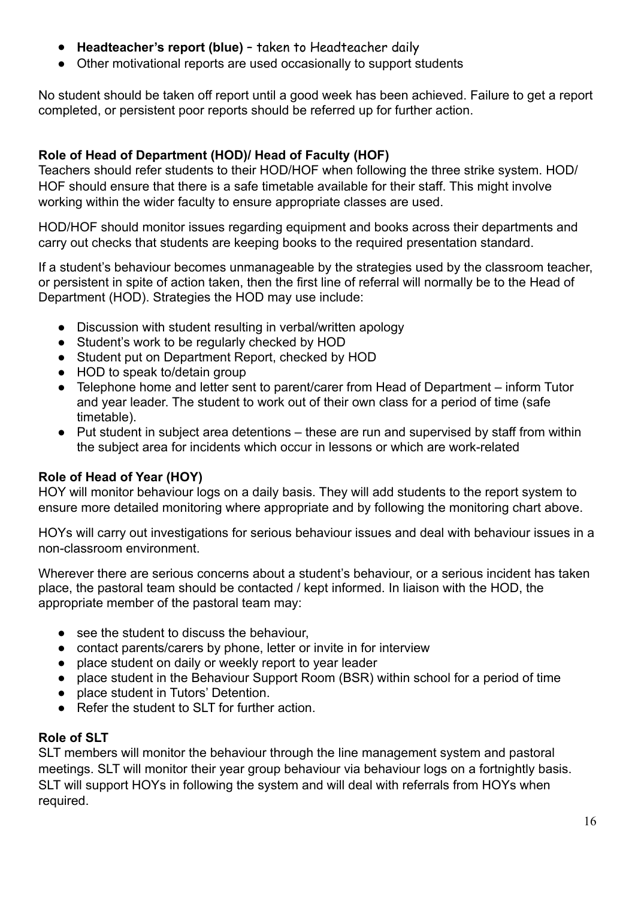- **Headteacher's report (blue)** – taken to Headteacher daily
- Other motivational reports are used occasionally to support students

No student should be taken off report until a good week has been achieved. Failure to get a report completed, or persistent poor reports should be referred up for further action.

**Role of Head of Department (HOD)/ Head of Faculty (HOF)**

Teachers should refer students to their HOD/HOF when following the three strike system. HOD/ HOF should ensure that there is a safe timetable available for their staff. This might involve working within the wider faculty to ensure appropriate classes are used.

HOD/HOF should monitor issues regarding equipment and books across their departments and carry out checks that students are keeping books to the required presentation standard.

If a student's behaviour becomes unmanageable by the strategies used by the classroom teacher, or persistent in spite of action taken, then the first line of referral will normally be to the Head of Department (HOD). Strategies the HOD may use include:

- Discussion with student resulting in verbal/written apology
- Student's work to be regularly checked by HOD
- Student put on Department Report, checked by HOD
- HOD to speak to/detain group
- Telephone home and letter sent to parent/carer from Head of Department – inform Tutor and year leader. The student to work out of their own class for a period of time (safe timetable).
- Put student in subject area detentions – these are run and supervised by staff from within the subject area for incidents which occur in lessons or which are work-related

**Role of Head of Year (HOY)**

HOY will monitor behaviour logs on a daily basis. They will add students to the report system to ensure more detailed monitoring where appropriate and by following the monitoring chart above.

HOYs will carry out investigations for serious behaviour issues and deal with behaviour issues in a non-classroom environment.

Wherever there are serious concerns about a student's behaviour, or a serious incident has taken place, the pastoral team should be contacted / kept informed. In liaison with the HOD, the appropriate member of the pastoral team may:

- see the student to discuss the behaviour,
- contact parents/carers by phone, letter or invite in for interview
- place student on daily or weekly report to year leader
- place student in the Behaviour Support Room (BSR) within school for a period of time
- place student in Tutors' Detention.
- Refer the student to SLT for further action.

**Role of SLT**

SLT members will monitor the behaviour through the line management system and pastoral meetings. SLT will monitor their year group behaviour via behaviour logs on a fortnightly basis. SLT will support HOYs in following the system and will deal with referrals from HOYs when required.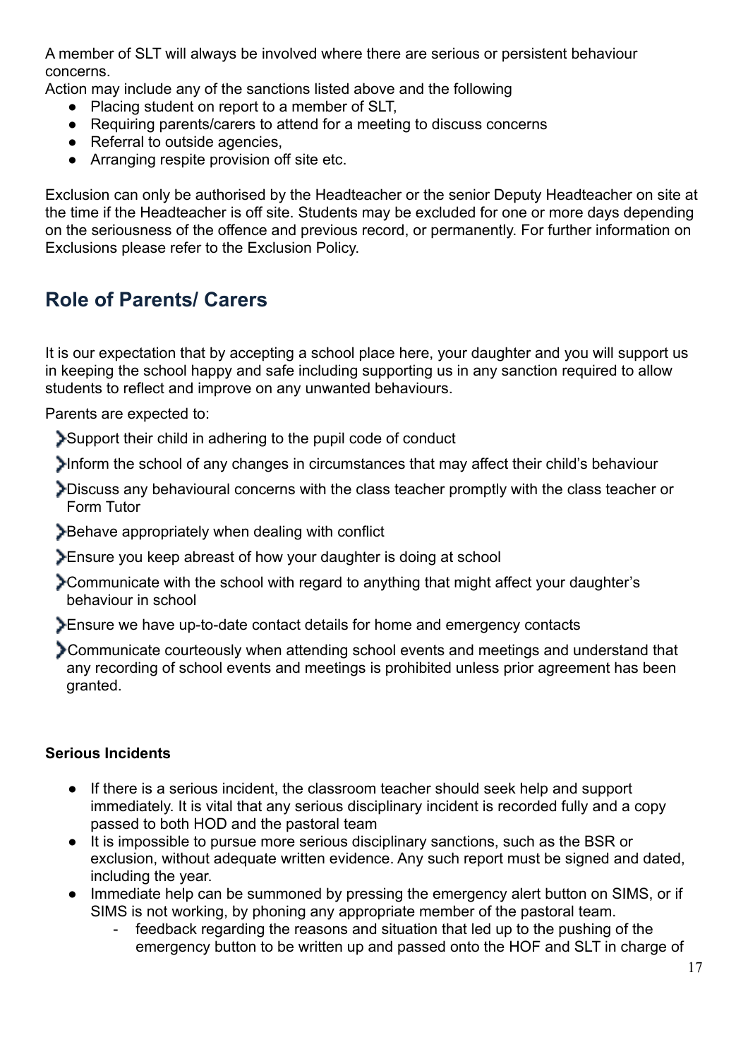A member of SLT will always be involved where there are serious or persistent behaviour concerns.

Action may include any of the sanctions listed above and the following

- Placing student on report to a member of SLT,
- Requiring parents/carers to attend for a meeting to discuss concerns
- Referral to outside agencies,
- Arranging respite provision off site etc.

Exclusion can only be authorised by the Headteacher or the senior Deputy Headteacher on site at the time if the Headteacher is off site. Students may be excluded for one or more days depending on the seriousness of the offence and previous record, or permanently. For further information on Exclusions please refer to the Exclusion Policy.

## Role of Parents/ Carers

It is our expectation that by accepting a school place here, your daughter and you will support us in keeping the school happy and safe including supporting us in any sanction required to allow students to reflect and improve on any unwanted behaviours.

Parents are expected to:

- Support their child in adhering to the pupil code of conduct
- Inform the school of any changes in circumstances that may affect their child's behaviour
- Discuss any behavioural concerns with the class teacher promptly with the class teacher or Form Tutor
- Behave appropriately when dealing with conflict
- Ensure you keep abreast of how your daughter is doing at school
- Communicate with the school with regard to anything that might affect your daughter's behaviour in school
- Ensure we have up-to-date contact details for home and emergency contacts
- Communicate courteously when attending school events and meetings and understand that any recording of school events and meetings is prohibited unless prior agreement has been granted.

**Serious Incidents**

- If there is a serious incident, the classroom teacher should seek help and support immediately. It is vital that any serious disciplinary incident is recorded fully and a copy passed to both HOD and the pastoral team
- It is impossible to pursue more serious disciplinary sanctions, such as the BSR or exclusion, without adequate written evidence. Any such report must be signed and dated, including the year.
- Immediate help can be summoned by pressing the emergency alert button on SIMS, or if SIMS is not working, by phoning any appropriate member of the pastoral team.
  - feedback regarding the reasons and situation that led up to the pushing of the emergency button to be written up and passed onto the HOF and SLT in charge of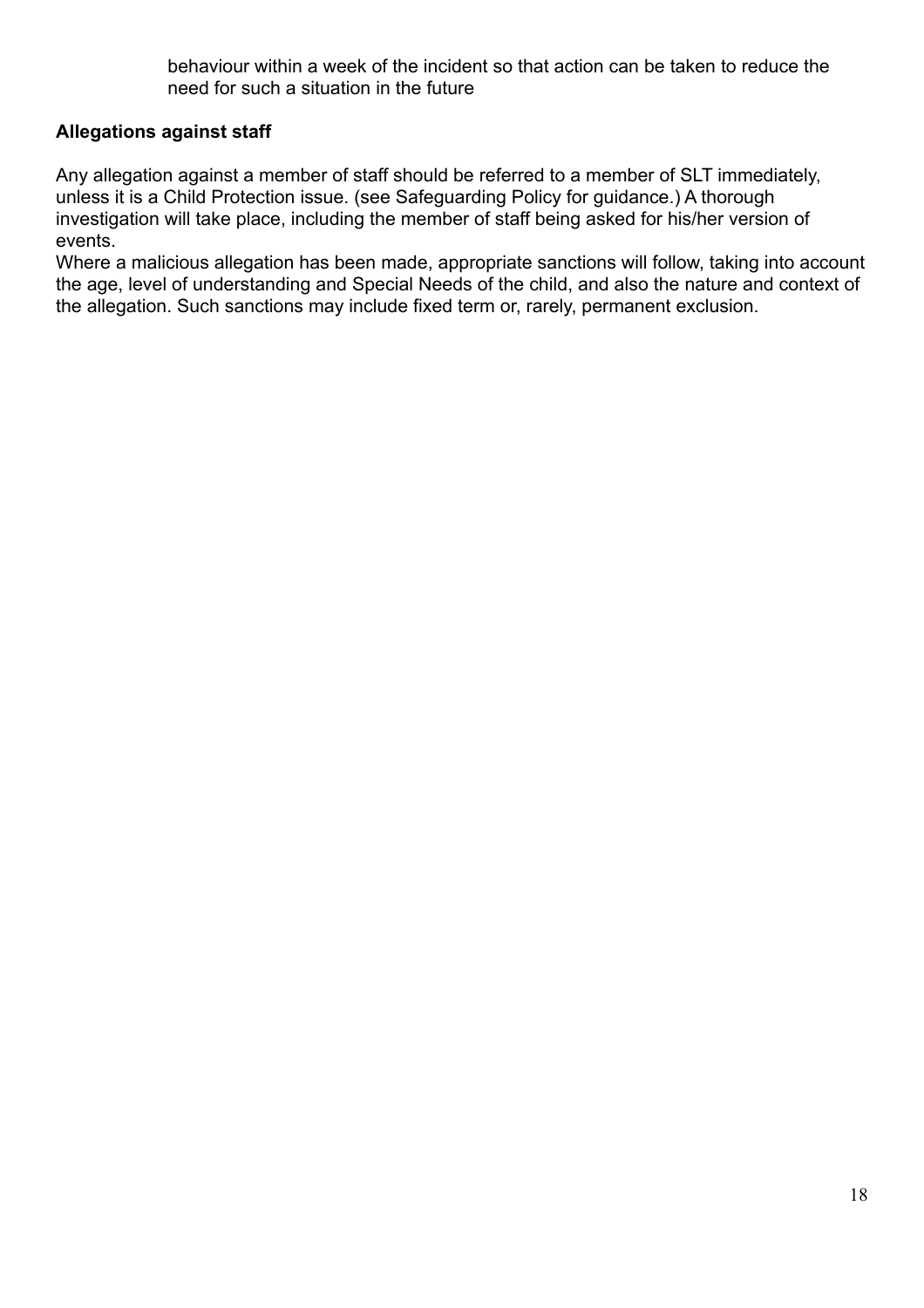behaviour within a week of the incident so that action can be taken to reduce the need for such a situation in the future

**Allegations against staff**

Any allegation against a member of staff should be referred to a member of SLT immediately, unless it is a Child Protection issue. (see Safeguarding Policy for guidance.) A thorough investigation will take place, including the member of staff being asked for his/her version of events.

Where a malicious allegation has been made, appropriate sanctions will follow, taking into account the age, level of understanding and Special Needs of the child, and also the nature and context of the allegation. Such sanctions may include fixed term or, rarely, permanent exclusion.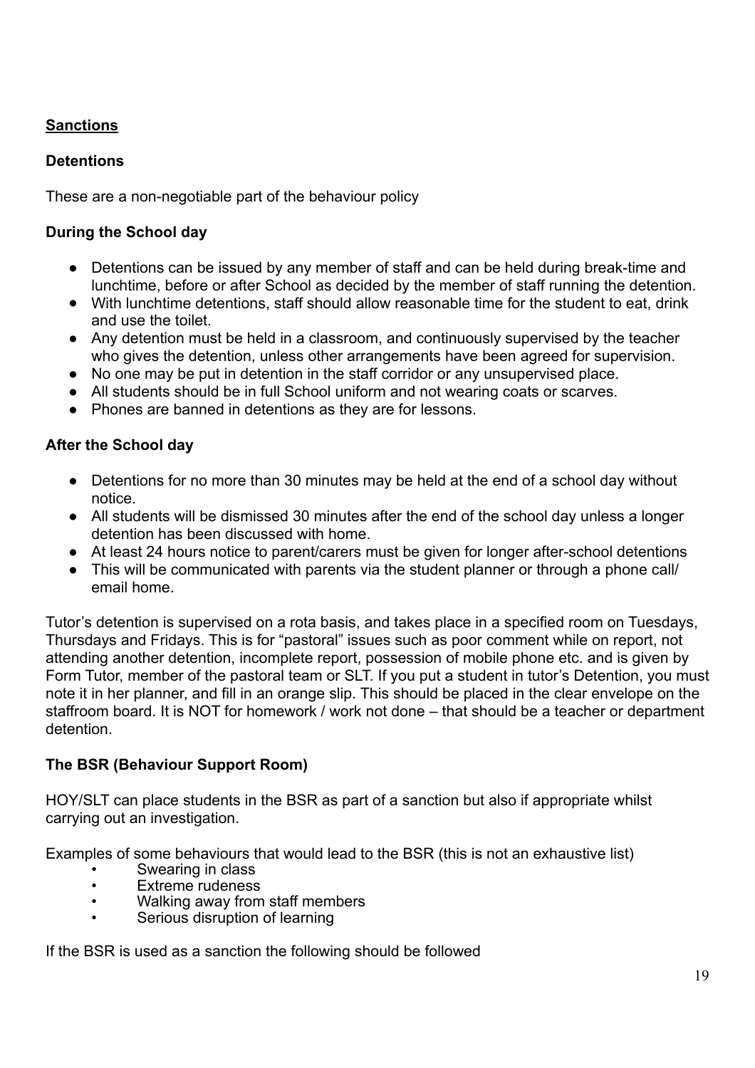## Sanctions

### Detentions

These are a non-negotiable part of the behaviour policy

#### During the School day

- Detentions can be issued by any member of staff and can be held during break-time and lunchtime, before or after School as decided by the member of staff running the detention.
- With lunchtime detentions, staff should allow reasonable time for the student to eat, drink and use the toilet.
- Any detention must be held in a classroom, and continuously supervised by the teacher who gives the detention, unless other arrangements have been agreed for supervision.
- No one may be put in detention in the staff corridor or any unsupervised place.
- All students should be in full School uniform and not wearing coats or scarves.
- Phones are banned in detentions as they are for lessons.

#### After the School day

- Detentions for no more than 30 minutes may be held at the end of a school day without notice.
- All students will be dismissed 30 minutes after the end of the school day unless a longer detention has been discussed with home.
- At least 24 hours notice to parent/carers must be given for longer after-school detentions
- This will be communicated with parents via the student planner or through a phone call/ email home.

Tutor's detention is supervised on a rota basis, and takes place in a specified room on Tuesdays, Thursdays and Fridays. This is for "pastoral" issues such as poor comment while on report, not attending another detention, incomplete report, possession of mobile phone etc. and is given by Form Tutor, member of the pastoral team or SLT. If you put a student in tutor's Detention, you must note it in her planner, and fill in an orange slip. This should be placed in the clear envelope on the staffroom board. It is NOT for homework / work not done – that should be a teacher or department detention.

### The BSR (Behaviour Support Room)

HOY/SLT can place students in the BSR as part of a sanction but also if appropriate whilst carrying out an investigation.

Examples of some behaviours that would lead to the BSR (this is not an exhaustive list)

- Swearing in class
- Extreme rudeness
- Walking away from staff members
- Serious disruption of learning

If the BSR is used as a sanction the following should be followed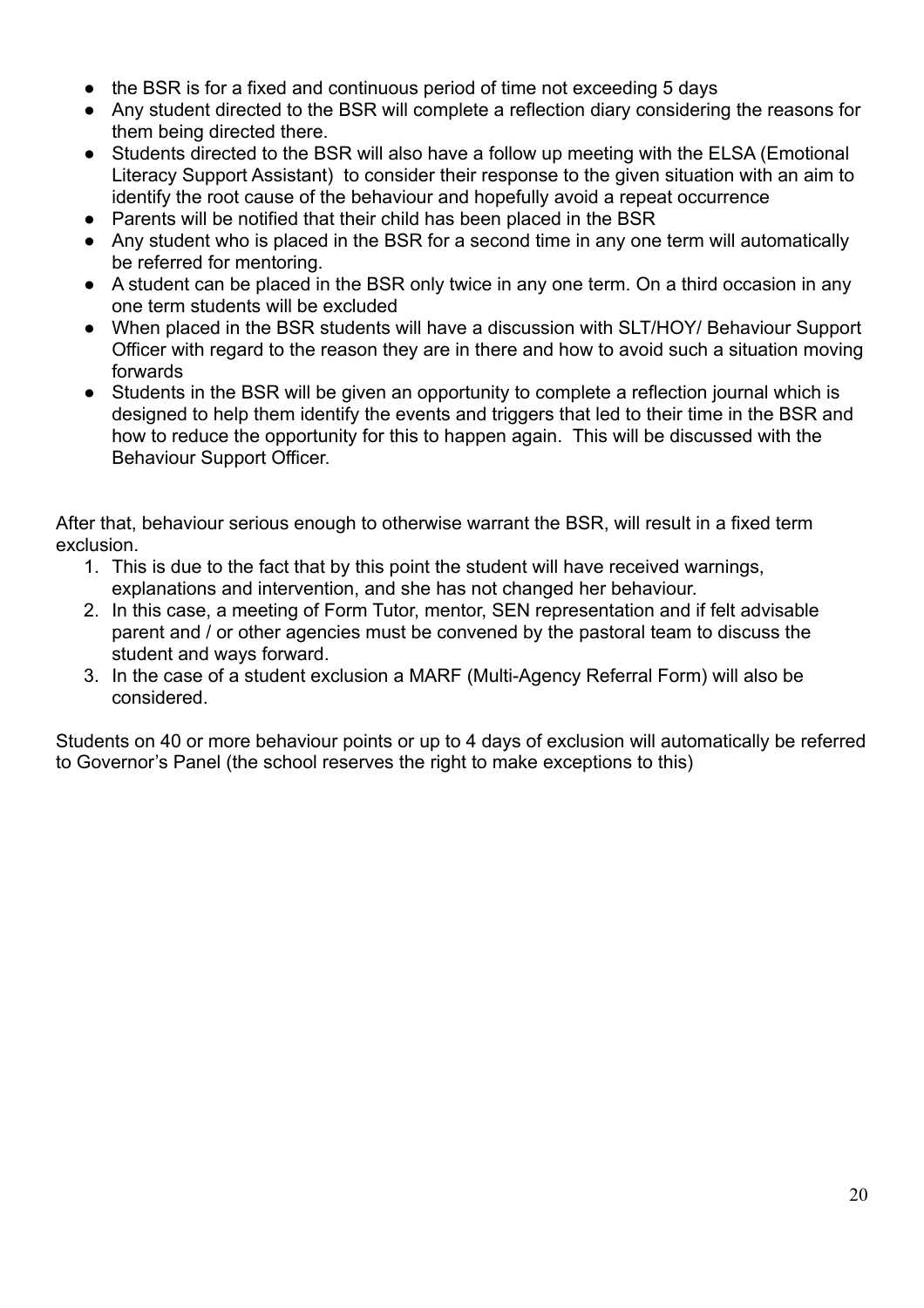- the BSR is for a fixed and continuous period of time not exceeding 5 days
- Any student directed to the BSR will complete a reflection diary considering the reasons for them being directed there.
- Students directed to the BSR will also have a follow up meeting with the ELSA (Emotional Literacy Support Assistant) to consider their response to the given situation with an aim to identify the root cause of the behaviour and hopefully avoid a repeat occurrence
- Parents will be notified that their child has been placed in the BSR
- Any student who is placed in the BSR for a second time in any one term will automatically be referred for mentoring.
- A student can be placed in the BSR only twice in any one term. On a third occasion in any one term students will be excluded
- When placed in the BSR students will have a discussion with SLT/HOY/ Behaviour Support Officer with regard to the reason they are in there and how to avoid such a situation moving forwards
- Students in the BSR will be given an opportunity to complete a reflection journal which is designed to help them identify the events and triggers that led to their time in the BSR and how to reduce the opportunity for this to happen again. This will be discussed with the Behaviour Support Officer.

After that, behaviour serious enough to otherwise warrant the BSR, will result in a fixed term exclusion.

1. This is due to the fact that by this point the student will have received warnings, explanations and intervention, and she has not changed her behaviour.
2. In this case, a meeting of Form Tutor, mentor, SEN representation and if felt advisable parent and / or other agencies must be convened by the pastoral team to discuss the student and ways forward.
3. In the case of a student exclusion a MARF (Multi-Agency Referral Form) will also be considered.

Students on 40 or more behaviour points or up to 4 days of exclusion will automatically be referred to Governor's Panel (the school reserves the right to make exceptions to this)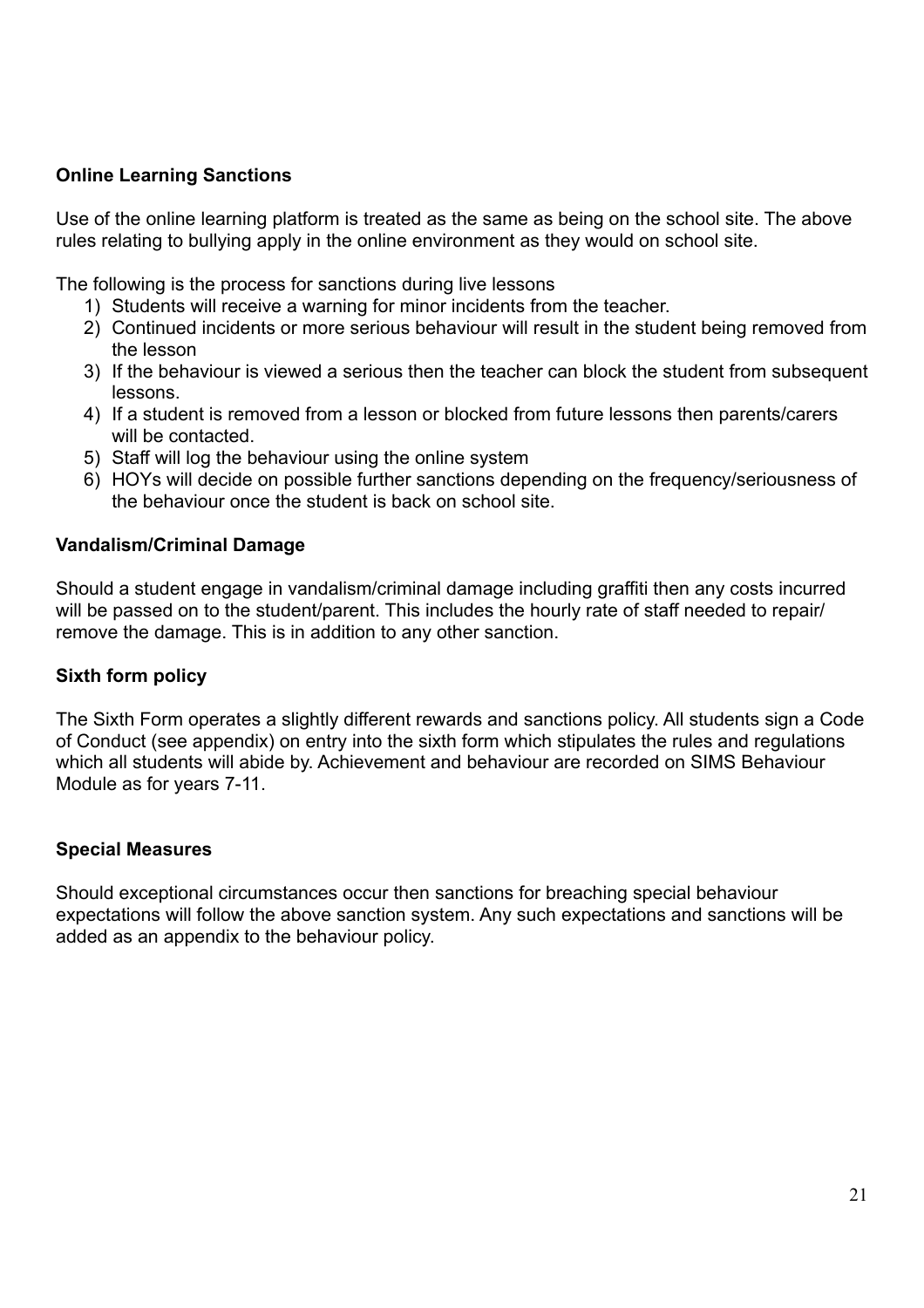**Online Learning Sanctions**

Use of the online learning platform is treated as the same as being on the school site. The above rules relating to bullying apply in the online environment as they would on school site.

The following is the process for sanctions during live lessons

1) Students will receive a warning for minor incidents from the teacher.
2) Continued incidents or more serious behaviour will result in the student being removed from the lesson
3) If the behaviour is viewed a serious then the teacher can block the student from subsequent lessons.
4) If a student is removed from a lesson or blocked from future lessons then parents/carers will be contacted.
5) Staff will log the behaviour using the online system
6) HOYs will decide on possible further sanctions depending on the frequency/seriousness of the behaviour once the student is back on school site.

**Vandalism/Criminal Damage**

Should a student engage in vandalism/criminal damage including graffiti then any costs incurred will be passed on to the student/parent. This includes the hourly rate of staff needed to repair/remove the damage. This is in addition to any other sanction.

**Sixth form policy**

The Sixth Form operates a slightly different rewards and sanctions policy. All students sign a Code of Conduct (see appendix) on entry into the sixth form which stipulates the rules and regulations which all students will abide by. Achievement and behaviour are recorded on SIMS Behaviour Module as for years 7-11.

**Special Measures**

Should exceptional circumstances occur then sanctions for breaching special behaviour expectations will follow the above sanction system. Any such expectations and sanctions will be added as an appendix to the behaviour policy.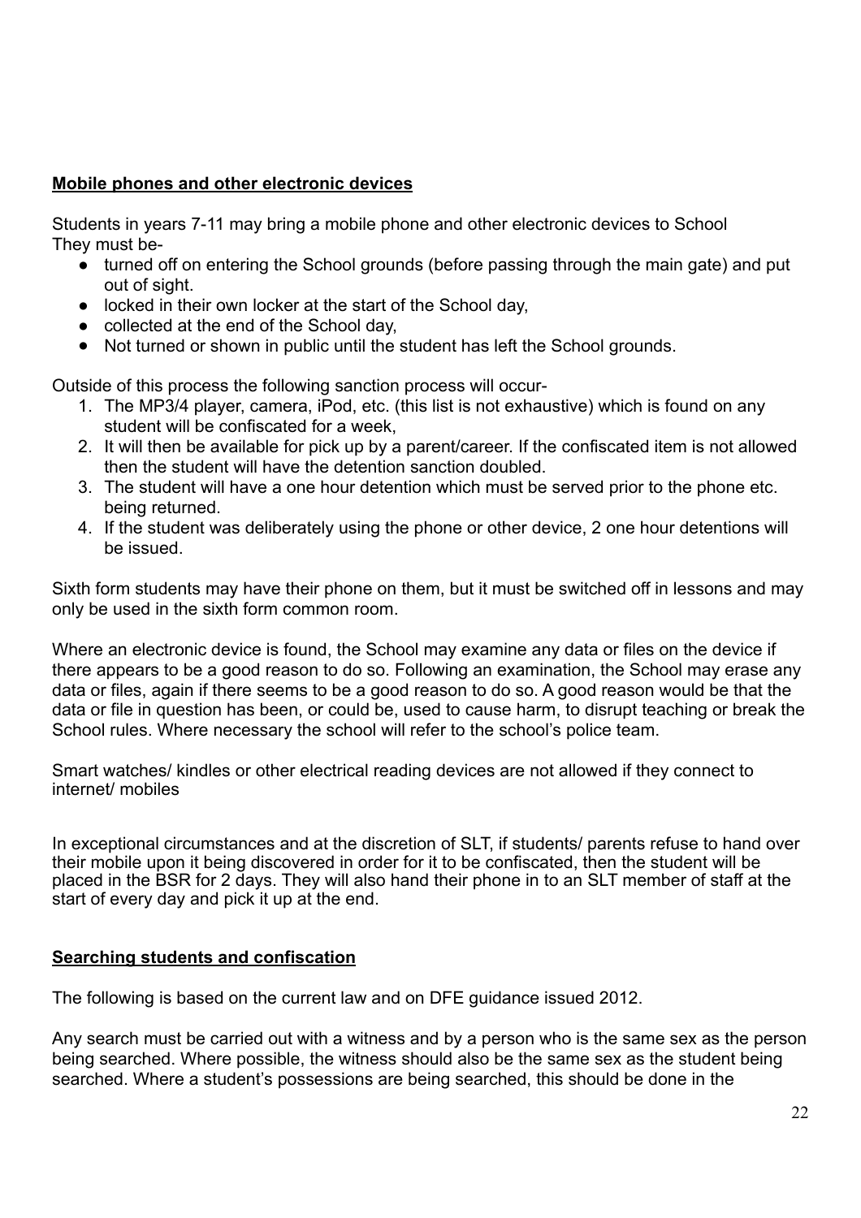**Mobile phones and other electronic devices**

Students in years 7-11 may bring a mobile phone and other electronic devices to School
They must be-

- turned off on entering the School grounds (before passing through the main gate) and put out of sight.
- locked in their own locker at the start of the School day,
- collected at the end of the School day,
- Not turned or shown in public until the student has left the School grounds.

Outside of this process the following sanction process will occur-

1. The MP3/4 player, camera, iPod, etc. (this list is not exhaustive) which is found on any student will be confiscated for a week,
2. It will then be available for pick up by a parent/career. If the confiscated item is not allowed then the student will have the detention sanction doubled.
3. The student will have a one hour detention which must be served prior to the phone etc. being returned.
4. If the student was deliberately using the phone or other device, 2 one hour detentions will be issued.

Sixth form students may have their phone on them, but it must be switched off in lessons and may only be used in the sixth form common room.

Where an electronic device is found, the School may examine any data or files on the device if there appears to be a good reason to do so. Following an examination, the School may erase any data or files, again if there seems to be a good reason to do so. A good reason would be that the data or file in question has been, or could be, used to cause harm, to disrupt teaching or break the School rules. Where necessary the school will refer to the school's police team.

Smart watches/ kindles or other electrical reading devices are not allowed if they connect to internet/ mobiles

In exceptional circumstances and at the discretion of SLT, if students/ parents refuse to hand over their mobile upon it being discovered in order for it to be confiscated, then the student will be placed in the BSR for 2 days. They will also hand their phone in to an SLT member of staff at the start of every day and pick it up at the end.

**Searching students and confiscation**

The following is based on the current law and on DFE guidance issued 2012.

Any search must be carried out with a witness and by a person who is the same sex as the person being searched. Where possible, the witness should also be the same sex as the student being searched. Where a student's possessions are being searched, this should be done in the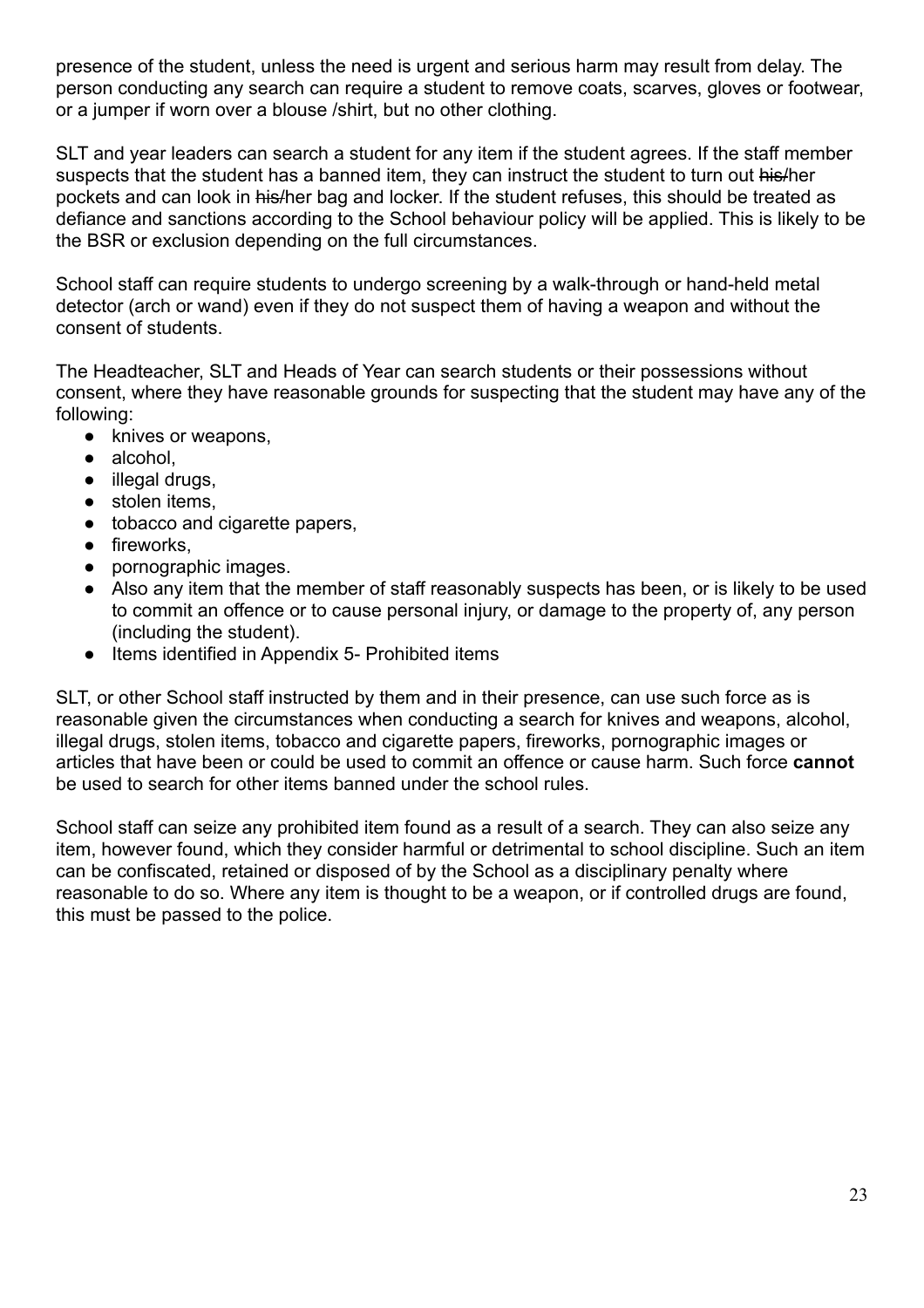presence of the student, unless the need is urgent and serious harm may result from delay. The person conducting any search can require a student to remove coats, scarves, gloves or footwear, or a jumper if worn over a blouse /shirt, but no other clothing.

SLT and year leaders can search a student for any item if the student agrees. If the staff member suspects that the student has a banned item, they can instruct the student to turn out ~~his/~~her pockets and can look in ~~his/~~her bag and locker. If the student refuses, this should be treated as defiance and sanctions according to the School behaviour policy will be applied. This is likely to be the BSR or exclusion depending on the full circumstances.

School staff can require students to undergo screening by a walk-through or hand-held metal detector (arch or wand) even if they do not suspect them of having a weapon and without the consent of students.

The Headteacher, SLT and Heads of Year can search students or their possessions without consent, where they have reasonable grounds for suspecting that the student may have any of the following:

- knives or weapons,
- alcohol,
- illegal drugs,
- stolen items,
- tobacco and cigarette papers,
- fireworks,
- pornographic images.
- Also any item that the member of staff reasonably suspects has been, or is likely to be used to commit an offence or to cause personal injury, or damage to the property of, any person (including the student).
- Items identified in Appendix 5- Prohibited items

SLT, or other School staff instructed by them and in their presence, can use such force as is reasonable given the circumstances when conducting a search for knives and weapons, alcohol, illegal drugs, stolen items, tobacco and cigarette papers, fireworks, pornographic images or articles that have been or could be used to commit an offence or cause harm. Such force **cannot** be used to search for other items banned under the school rules.

School staff can seize any prohibited item found as a result of a search. They can also seize any item, however found, which they consider harmful or detrimental to school discipline. Such an item can be confiscated, retained or disposed of by the School as a disciplinary penalty where reasonable to do so. Where any item is thought to be a weapon, or if controlled drugs are found, this must be passed to the police.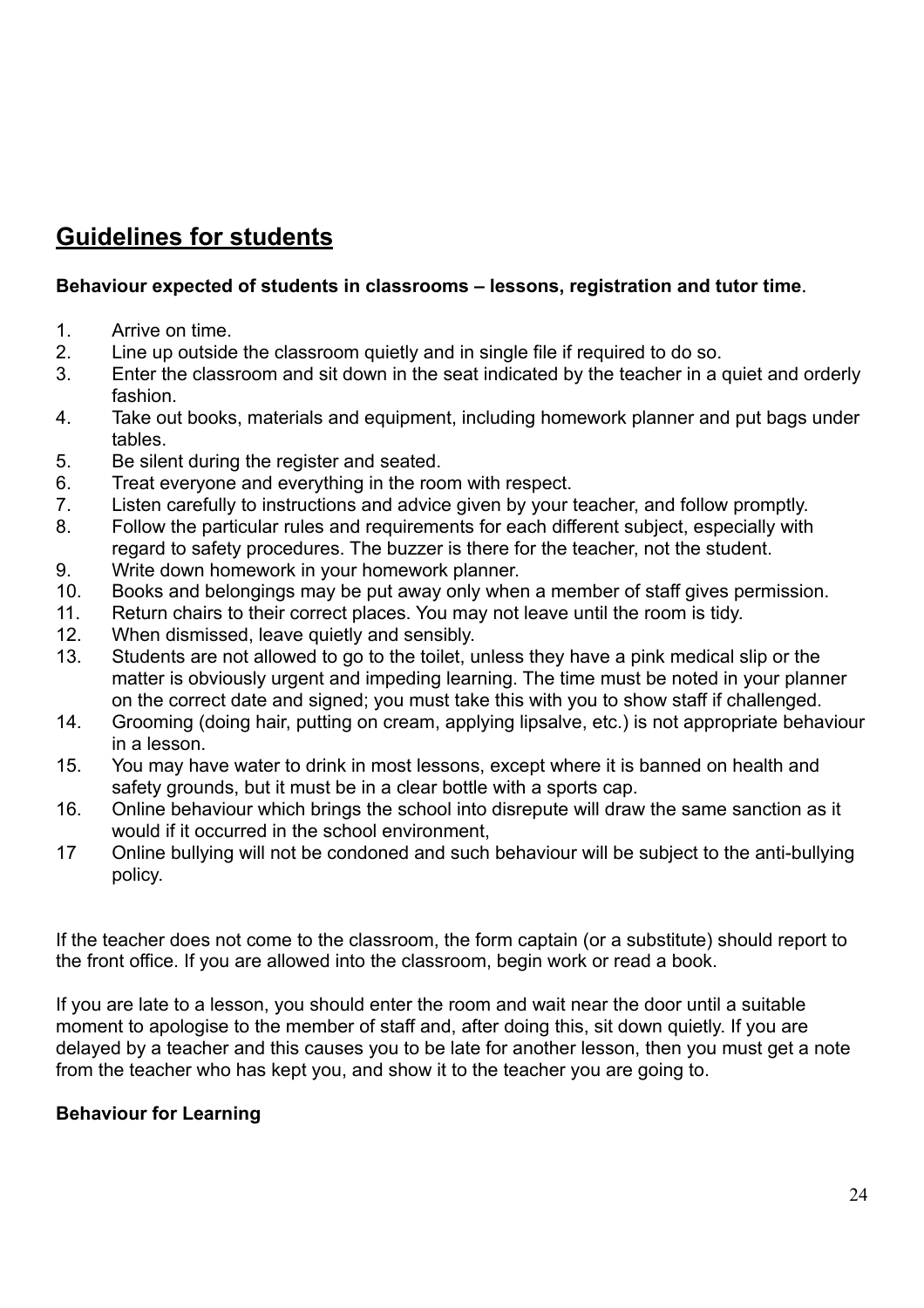## Guidelines for students

**Behaviour expected of students in classrooms – lessons, registration and tutor time**.

1. Arrive on time.
2. Line up outside the classroom quietly and in single file if required to do so.
3. Enter the classroom and sit down in the seat indicated by the teacher in a quiet and orderly fashion.
4. Take out books, materials and equipment, including homework planner and put bags under tables.
5. Be silent during the register and seated.
6. Treat everyone and everything in the room with respect.
7. Listen carefully to instructions and advice given by your teacher, and follow promptly.
8. Follow the particular rules and requirements for each different subject, especially with regard to safety procedures. The buzzer is there for the teacher, not the student.
9. Write down homework in your homework planner.
10. Books and belongings may be put away only when a member of staff gives permission.
11. Return chairs to their correct places. You may not leave until the room is tidy.
12. When dismissed, leave quietly and sensibly.
13. Students are not allowed to go to the toilet, unless they have a pink medical slip or the matter is obviously urgent and impeding learning. The time must be noted in your planner on the correct date and signed; you must take this with you to show staff if challenged.
14. Grooming (doing hair, putting on cream, applying lipsalve, etc.) is not appropriate behaviour in a lesson.
15. You may have water to drink in most lessons, except where it is banned on health and safety grounds, but it must be in a clear bottle with a sports cap.
16. Online behaviour which brings the school into disrepute will draw the same sanction as it would if it occurred in the school environment,
17. Online bullying will not be condoned and such behaviour will be subject to the anti-bullying policy.

If the teacher does not come to the classroom, the form captain (or a substitute) should report to the front office. If you are allowed into the classroom, begin work or read a book.

If you are late to a lesson, you should enter the room and wait near the door until a suitable moment to apologise to the member of staff and, after doing this, sit down quietly. If you are delayed by a teacher and this causes you to be late for another lesson, then you must get a note from the teacher who has kept you, and show it to the teacher you are going to.

**Behaviour for Learning**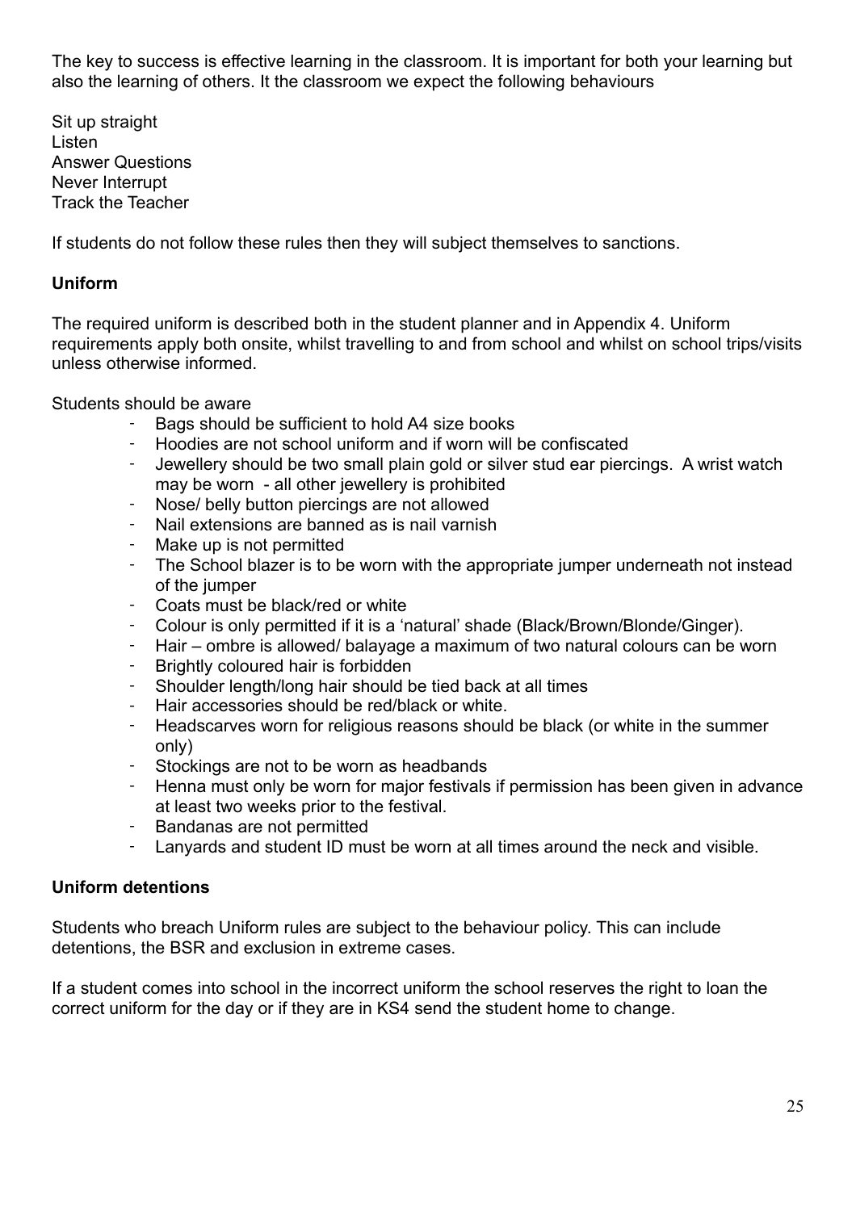The key to success is effective learning in the classroom. It is important for both your learning but also the learning of others. It the classroom we expect the following behaviours

Sit up straight
Listen
Answer Questions
Never Interrupt
Track the Teacher

If students do not follow these rules then they will subject themselves to sanctions.

**Uniform**

The required uniform is described both in the student planner and in Appendix 4. Uniform requirements apply both onsite, whilst travelling to and from school and whilst on school trips/visits unless otherwise informed.

Students should be aware

- Bags should be sufficient to hold A4 size books
- Hoodies are not school uniform and if worn will be confiscated
- Jewellery should be two small plain gold or silver stud ear piercings. A wrist watch may be worn - all other jewellery is prohibited
- Nose/ belly button piercings are not allowed
- Nail extensions are banned as is nail varnish
- Make up is not permitted
- The School blazer is to be worn with the appropriate jumper underneath not instead of the jumper
- Coats must be black/red or white
- Colour is only permitted if it is a 'natural' shade (Black/Brown/Blonde/Ginger).
- Hair – ombre is allowed/ balayage a maximum of two natural colours can be worn
- Brightly coloured hair is forbidden
- Shoulder length/long hair should be tied back at all times
- Hair accessories should be red/black or white.
- Headscarves worn for religious reasons should be black (or white in the summer only)
- Stockings are not to be worn as headbands
- Henna must only be worn for major festivals if permission has been given in advance at least two weeks prior to the festival.
- Bandanas are not permitted
- Lanyards and student ID must be worn at all times around the neck and visible.

**Uniform detentions**

Students who breach Uniform rules are subject to the behaviour policy. This can include detentions, the BSR and exclusion in extreme cases.

If a student comes into school in the incorrect uniform the school reserves the right to loan the correct uniform for the day or if they are in KS4 send the student home to change.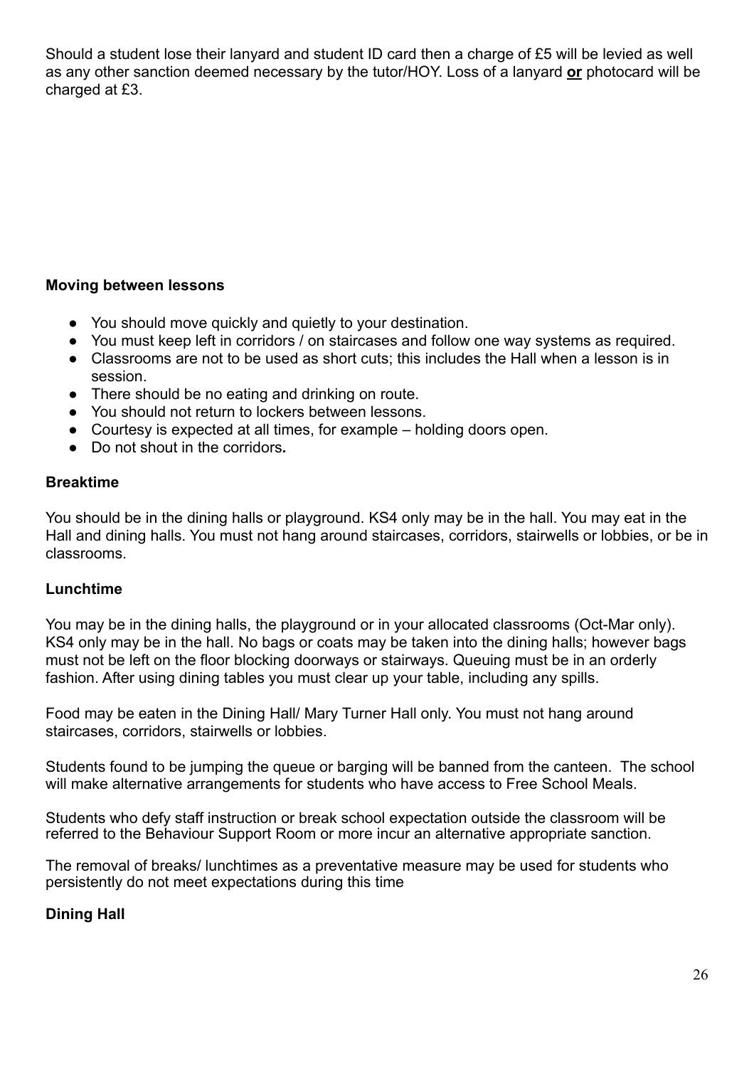Should a student lose their lanyard and student ID card then a charge of £5 will be levied as well as any other sanction deemed necessary by the tutor/HOY. Loss of a lanyard **or** photocard will be charged at £3.

**Moving between lessons**

- You should move quickly and quietly to your destination.
- You must keep left in corridors / on staircases and follow one way systems as required.
- Classrooms are not to be used as short cuts; this includes the Hall when a lesson is in session.
- There should be no eating and drinking on route.
- You should not return to lockers between lessons.
- Courtesy is expected at all times, for example – holding doors open.
- Do not shout in the corridors***.***

**Breaktime**

You should be in the dining halls or playground. KS4 only may be in the hall. You may eat in the Hall and dining halls. You must not hang around staircases, corridors, stairwells or lobbies, or be in classrooms.

**Lunchtime**

You may be in the dining halls, the playground or in your allocated classrooms (Oct-Mar only). KS4 only may be in the hall. No bags or coats may be taken into the dining halls; however bags must not be left on the floor blocking doorways or stairways. Queuing must be in an orderly fashion. After using dining tables you must clear up your table, including any spills.

Food may be eaten in the Dining Hall/ Mary Turner Hall only. You must not hang around staircases, corridors, stairwells or lobbies.

Students found to be jumping the queue or barging will be banned from the canteen. The school will make alternative arrangements for students who have access to Free School Meals.

Students who defy staff instruction or break school expectation outside the classroom will be referred to the Behaviour Support Room or more incur an alternative appropriate sanction.

The removal of breaks/ lunchtimes as a preventative measure may be used for students who persistently do not meet expectations during this time

**Dining Hall**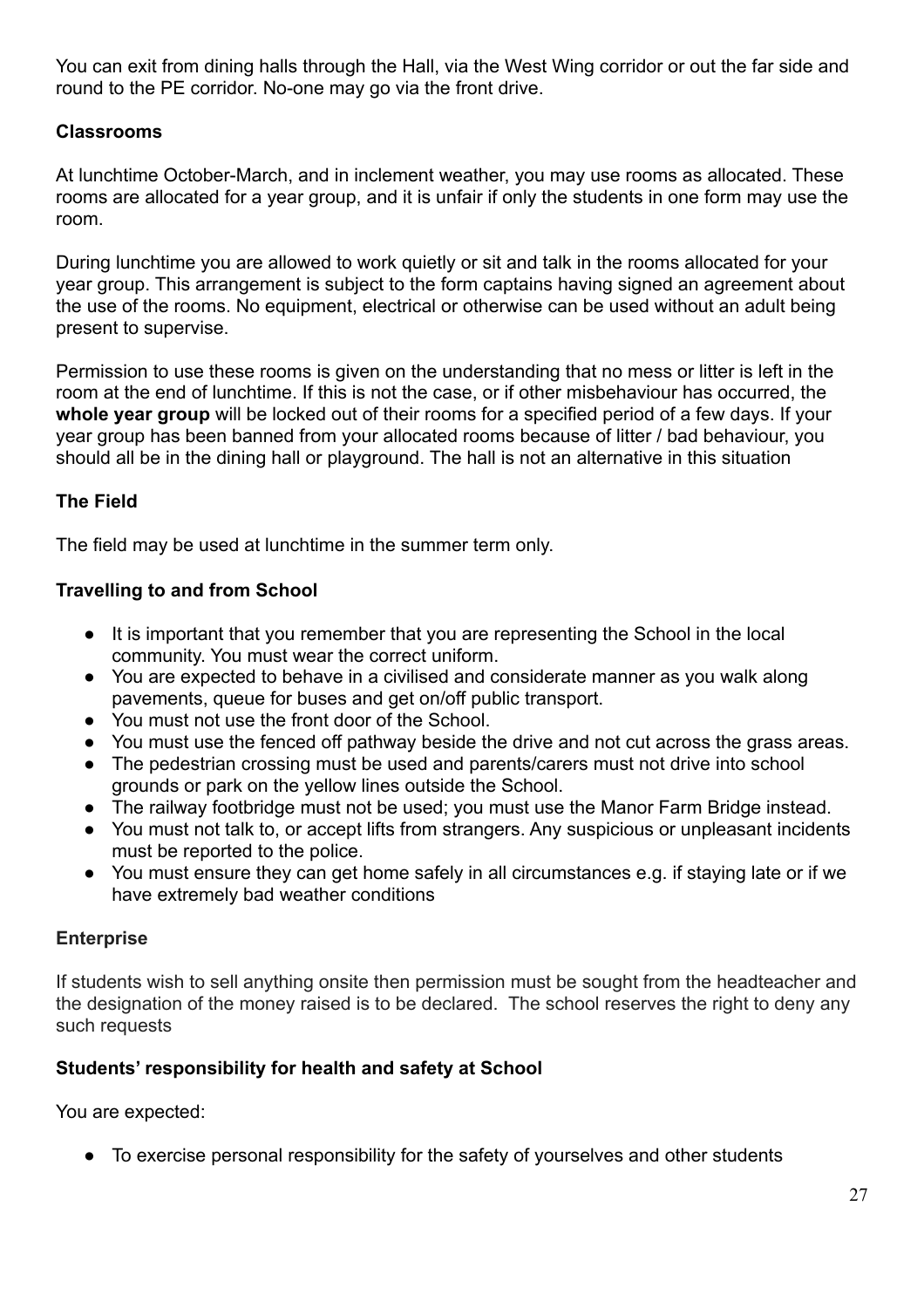You can exit from dining halls through the Hall, via the West Wing corridor or out the far side and round to the PE corridor. No-one may go via the front drive.

**Classrooms**

At lunchtime October-March, and in inclement weather, you may use rooms as allocated. These rooms are allocated for a year group, and it is unfair if only the students in one form may use the room.

During lunchtime you are allowed to work quietly or sit and talk in the rooms allocated for your year group. This arrangement is subject to the form captains having signed an agreement about the use of the rooms. No equipment, electrical or otherwise can be used without an adult being present to supervise.

Permission to use these rooms is given on the understanding that no mess or litter is left in the room at the end of lunchtime. If this is not the case, or if other misbehaviour has occurred, the **whole year group** will be locked out of their rooms for a specified period of a few days. If your year group has been banned from your allocated rooms because of litter / bad behaviour, you should all be in the dining hall or playground. The hall is not an alternative in this situation

**The Field**

The field may be used at lunchtime in the summer term only.

**Travelling to and from School**

- It is important that you remember that you are representing the School in the local community. You must wear the correct uniform.
- You are expected to behave in a civilised and considerate manner as you walk along pavements, queue for buses and get on/off public transport.
- You must not use the front door of the School.
- You must use the fenced off pathway beside the drive and not cut across the grass areas.
- The pedestrian crossing must be used and parents/carers must not drive into school grounds or park on the yellow lines outside the School.
- The railway footbridge must not be used; you must use the Manor Farm Bridge instead.
- You must not talk to, or accept lifts from strangers. Any suspicious or unpleasant incidents must be reported to the police.
- You must ensure they can get home safely in all circumstances e.g. if staying late or if we have extremely bad weather conditions

**Enterprise**

If students wish to sell anything onsite then permission must be sought from the headteacher and the designation of the money raised is to be declared. The school reserves the right to deny any such requests

**Students' responsibility for health and safety at School**

You are expected:

- To exercise personal responsibility for the safety of yourselves and other students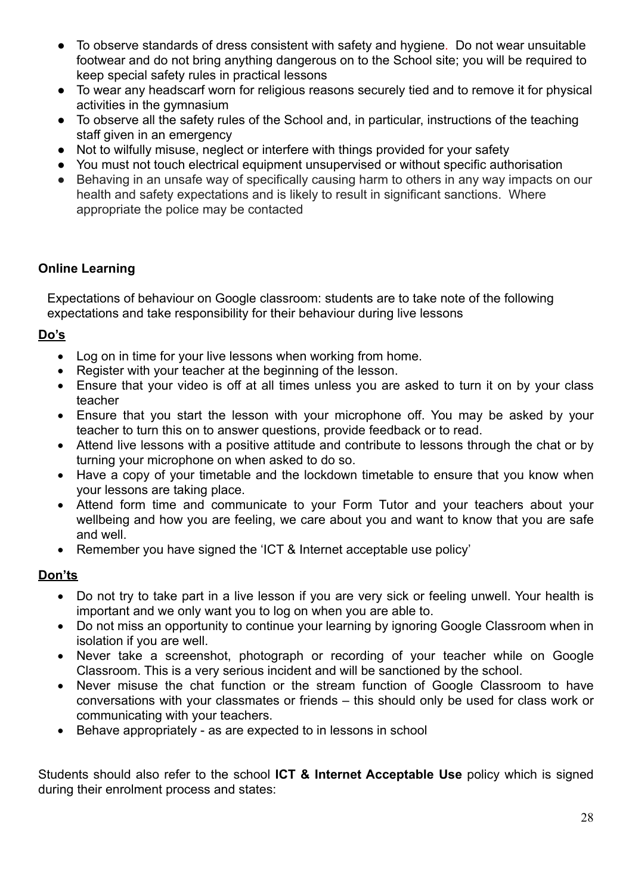- To observe standards of dress consistent with safety and hygiene. Do not wear unsuitable footwear and do not bring anything dangerous on to the School site; you will be required to keep special safety rules in practical lessons
- To wear any headscarf worn for religious reasons securely tied and to remove it for physical activities in the gymnasium
- To observe all the safety rules of the School and, in particular, instructions of the teaching staff given in an emergency
- Not to wilfully misuse, neglect or interfere with things provided for your safety
- You must not touch electrical equipment unsupervised or without specific authorisation
- Behaving in an unsafe way of specifically causing harm to others in any way impacts on our health and safety expectations and is likely to result in significant sanctions. Where appropriate the police may be contacted

**Online Learning**

Expectations of behaviour on Google classroom: students are to take note of the following expectations and take responsibility for their behaviour during live lessons

**Do's**

- Log on in time for your live lessons when working from home.
- Register with your teacher at the beginning of the lesson.
- Ensure that your video is off at all times unless you are asked to turn it on by your class teacher
- Ensure that you start the lesson with your microphone off. You may be asked by your teacher to turn this on to answer questions, provide feedback or to read.
- Attend live lessons with a positive attitude and contribute to lessons through the chat or by turning your microphone on when asked to do so.
- Have a copy of your timetable and the lockdown timetable to ensure that you know when your lessons are taking place.
- Attend form time and communicate to your Form Tutor and your teachers about your wellbeing and how you are feeling, we care about you and want to know that you are safe and well.
- Remember you have signed the 'ICT & Internet acceptable use policy'

**Don'ts**

- Do not try to take part in a live lesson if you are very sick or feeling unwell. Your health is important and we only want you to log on when you are able to.
- Do not miss an opportunity to continue your learning by ignoring Google Classroom when in isolation if you are well.
- Never take a screenshot, photograph or recording of your teacher while on Google Classroom. This is a very serious incident and will be sanctioned by the school.
- Never misuse the chat function or the stream function of Google Classroom to have conversations with your classmates or friends – this should only be used for class work or communicating with your teachers.
- Behave appropriately - as are expected to in lessons in school

Students should also refer to the school **ICT & Internet Acceptable Use** policy which is signed during their enrolment process and states: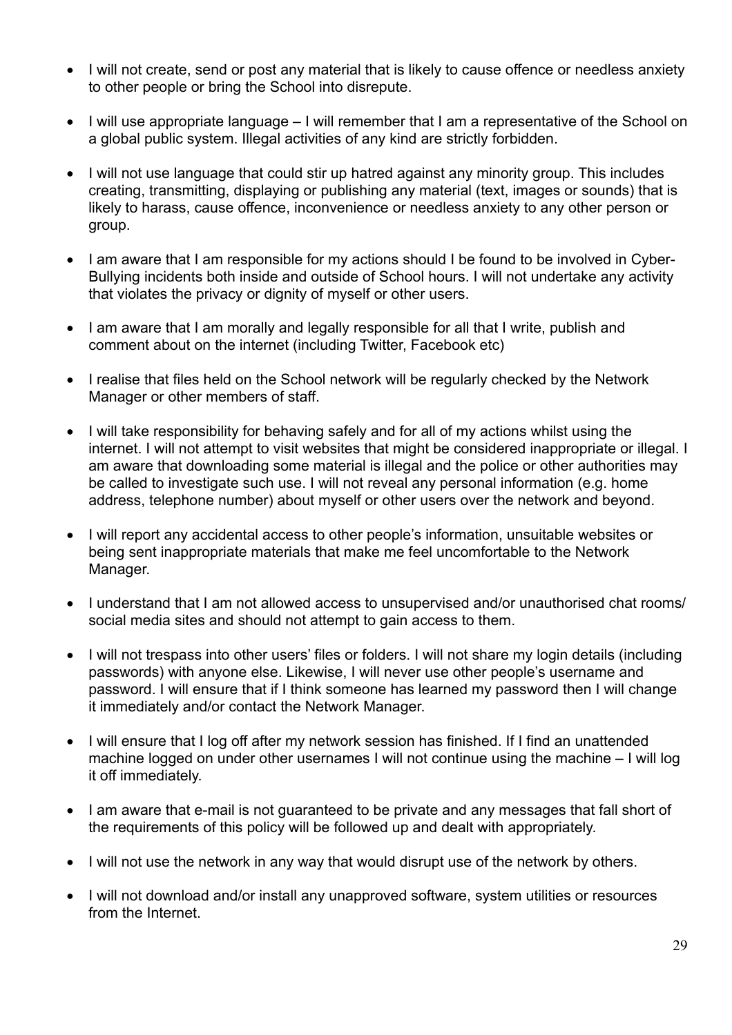- I will not create, send or post any material that is likely to cause offence or needless anxiety to other people or bring the School into disrepute.

- I will use appropriate language – I will remember that I am a representative of the School on a global public system. Illegal activities of any kind are strictly forbidden.

- I will not use language that could stir up hatred against any minority group. This includes creating, transmitting, displaying or publishing any material (text, images or sounds) that is likely to harass, cause offence, inconvenience or needless anxiety to any other person or group.

- I am aware that I am responsible for my actions should I be found to be involved in Cyber-Bullying incidents both inside and outside of School hours. I will not undertake any activity that violates the privacy or dignity of myself or other users.

- I am aware that I am morally and legally responsible for all that I write, publish and comment about on the internet (including Twitter, Facebook etc)

- I realise that files held on the School network will be regularly checked by the Network Manager or other members of staff.

- I will take responsibility for behaving safely and for all of my actions whilst using the internet. I will not attempt to visit websites that might be considered inappropriate or illegal. I am aware that downloading some material is illegal and the police or other authorities may be called to investigate such use. I will not reveal any personal information (e.g. home address, telephone number) about myself or other users over the network and beyond.

- I will report any accidental access to other people's information, unsuitable websites or being sent inappropriate materials that make me feel uncomfortable to the Network Manager.

- I understand that I am not allowed access to unsupervised and/or unauthorised chat rooms/ social media sites and should not attempt to gain access to them.

- I will not trespass into other users' files or folders. I will not share my login details (including passwords) with anyone else. Likewise, I will never use other people's username and password. I will ensure that if I think someone has learned my password then I will change it immediately and/or contact the Network Manager.

- I will ensure that I log off after my network session has finished. If I find an unattended machine logged on under other usernames I will not continue using the machine – I will log it off immediately.

- I am aware that e-mail is not guaranteed to be private and any messages that fall short of the requirements of this policy will be followed up and dealt with appropriately.

- I will not use the network in any way that would disrupt use of the network by others.

- I will not download and/or install any unapproved software, system utilities or resources from the Internet.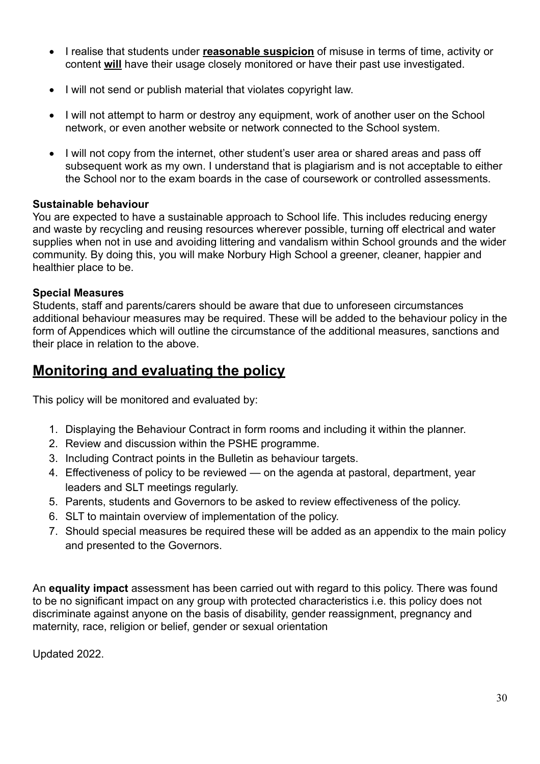- I realise that students under **reasonable suspicion** of misuse in terms of time, activity or content **will** have their usage closely monitored or have their past use investigated.
- I will not send or publish material that violates copyright law.
- I will not attempt to harm or destroy any equipment, work of another user on the School network, or even another website or network connected to the School system.
- I will not copy from the internet, other student's user area or shared areas and pass off subsequent work as my own. I understand that is plagiarism and is not acceptable to either the School nor to the exam boards in the case of coursework or controlled assessments.

**Sustainable behaviour**

You are expected to have a sustainable approach to School life. This includes reducing energy and waste by recycling and reusing resources wherever possible, turning off electrical and water supplies when not in use and avoiding littering and vandalism within School grounds and the wider community. By doing this, you will make Norbury High School a greener, cleaner, happier and healthier place to be.

**Special Measures**

Students, staff and parents/carers should be aware that due to unforeseen circumstances additional behaviour measures may be required. These will be added to the behaviour policy in the form of Appendices which will outline the circumstance of the additional measures, sanctions and their place in relation to the above.

## Monitoring and evaluating the policy

This policy will be monitored and evaluated by:

1. Displaying the Behaviour Contract in form rooms and including it within the planner.
2. Review and discussion within the PSHE programme.
3. Including Contract points in the Bulletin as behaviour targets.
4. Effectiveness of policy to be reviewed — on the agenda at pastoral, department, year leaders and SLT meetings regularly.
5. Parents, students and Governors to be asked to review effectiveness of the policy.
6. SLT to maintain overview of implementation of the policy.
7. Should special measures be required these will be added as an appendix to the main policy and presented to the Governors.

An **equality impact** assessment has been carried out with regard to this policy. There was found to be no significant impact on any group with protected characteristics i.e. this policy does not discriminate against anyone on the basis of disability, gender reassignment, pregnancy and maternity, race, religion or belief, gender or sexual orientation

Updated 2022.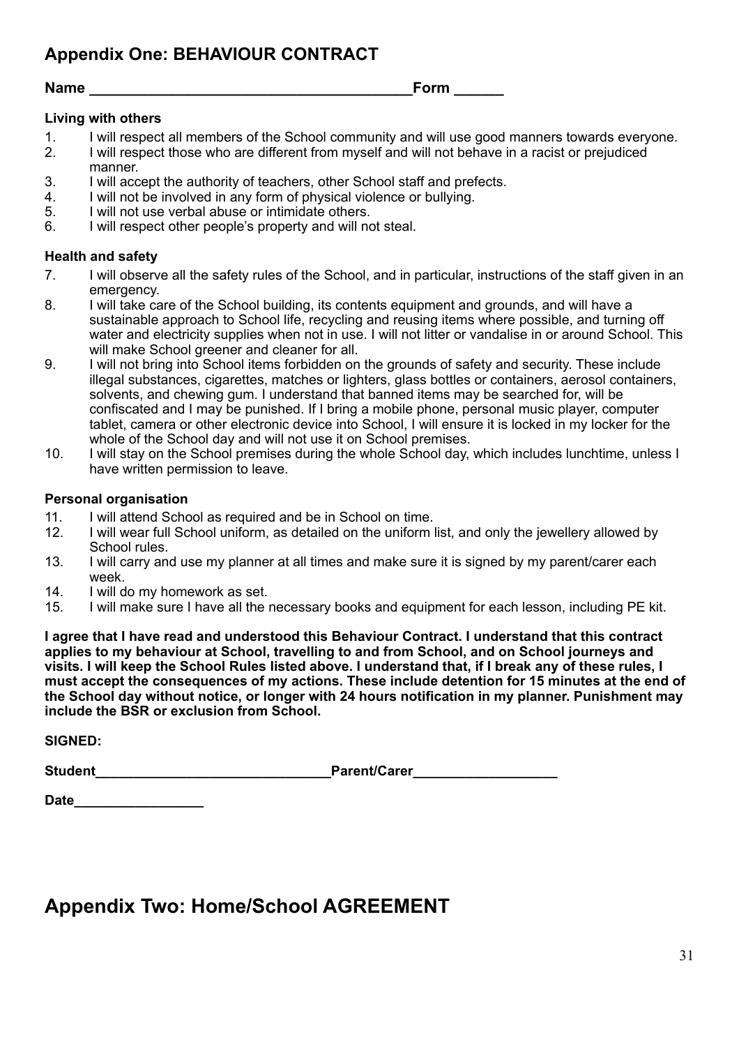## Appendix One: BEHAVIOUR CONTRACT

**Name ________________________________________Form ______**

### Living with others

1. I will respect all members of the School community and will use good manners towards everyone.
2. I will respect those who are different from myself and will not behave in a racist or prejudiced manner.
3. I will accept the authority of teachers, other School staff and prefects.
4. I will not be involved in any form of physical violence or bullying.
5. I will not use verbal abuse or intimidate others.
6. I will respect other people's property and will not steal.

### Health and safety

7. I will observe all the safety rules of the School, and in particular, instructions of the staff given in an emergency.
8. I will take care of the School building, its contents equipment and grounds, and will have a sustainable approach to School life, recycling and reusing items where possible, and turning off water and electricity supplies when not in use. I will not litter or vandalise in or around School. This will make School greener and cleaner for all.
9. I will not bring into School items forbidden on the grounds of safety and security. These include illegal substances, cigarettes, matches or lighters, glass bottles or containers, aerosol containers, solvents, and chewing gum. I understand that banned items may be searched for, will be confiscated and I may be punished. If I bring a mobile phone, personal music player, computer tablet, camera or other electronic device into School, I will ensure it is locked in my locker for the whole of the School day and will not use it on School premises.
10. I will stay on the School premises during the whole School day, which includes lunchtime, unless I have written permission to leave.

### Personal organisation

11. I will attend School as required and be in School on time.
12. I will wear full School uniform, as detailed on the uniform list, and only the jewellery allowed by School rules.
13. I will carry and use my planner at all times and make sure it is signed by my parent/carer each week.
14. I will do my homework as set.
15. I will make sure I have all the necessary books and equipment for each lesson, including PE kit.

**I agree that I have read and understood this Behaviour Contract. I understand that this contract applies to my behaviour at School, travelling to and from School, and on School journeys and visits. I will keep the School Rules listed above. I understand that, if I break any of these rules, I must accept the consequences of my actions. These include detention for 15 minutes at the end of the School day without notice, or longer with 24 hours notification in my planner. Punishment may include the BSR or exclusion from School.**

**SIGNED:**

**Student______________________________Parent/Carer___________________**

**Date_________________**

## Appendix Two: Home/School AGREEMENT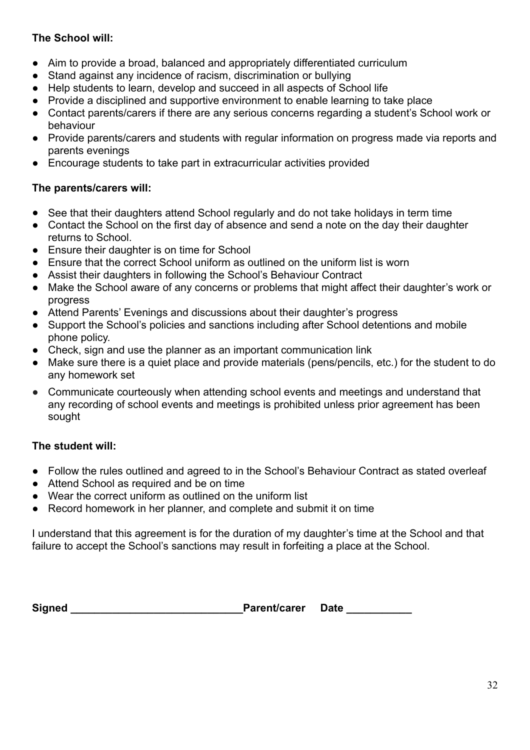**The School will:**

- Aim to provide a broad, balanced and appropriately differentiated curriculum
- Stand against any incidence of racism, discrimination or bullying
- Help students to learn, develop and succeed in all aspects of School life
- Provide a disciplined and supportive environment to enable learning to take place
- Contact parents/carers if there are any serious concerns regarding a student's School work or behaviour
- Provide parents/carers and students with regular information on progress made via reports and parents evenings
- Encourage students to take part in extracurricular activities provided

**The parents/carers will:**

- See that their daughters attend School regularly and do not take holidays in term time
- Contact the School on the first day of absence and send a note on the day their daughter returns to School.
- Ensure their daughter is on time for School
- Ensure that the correct School uniform as outlined on the uniform list is worn
- Assist their daughters in following the School's Behaviour Contract
- Make the School aware of any concerns or problems that might affect their daughter's work or progress
- Attend Parents' Evenings and discussions about their daughter's progress
- Support the School's policies and sanctions including after School detentions and mobile phone policy.
- Check, sign and use the planner as an important communication link
- Make sure there is a quiet place and provide materials (pens/pencils, etc.) for the student to do any homework set
- Communicate courteously when attending school events and meetings and understand that any recording of school events and meetings is prohibited unless prior agreement has been sought

**The student will:**

- Follow the rules outlined and agreed to in the School's Behaviour Contract as stated overleaf
- Attend School as required and be on time
- Wear the correct uniform as outlined on the uniform list
- Record homework in her planner, and complete and submit it on time

I understand that this agreement is for the duration of my daughter's time at the School and that failure to accept the School's sanctions may result in forfeiting a place at the School.

**Signed \_\_\_\_\_\_\_\_\_\_\_\_\_\_\_\_\_\_\_\_\_\_\_\_\_\_\_\_Parent/carer Date \_\_\_\_\_\_\_\_\_\_\_**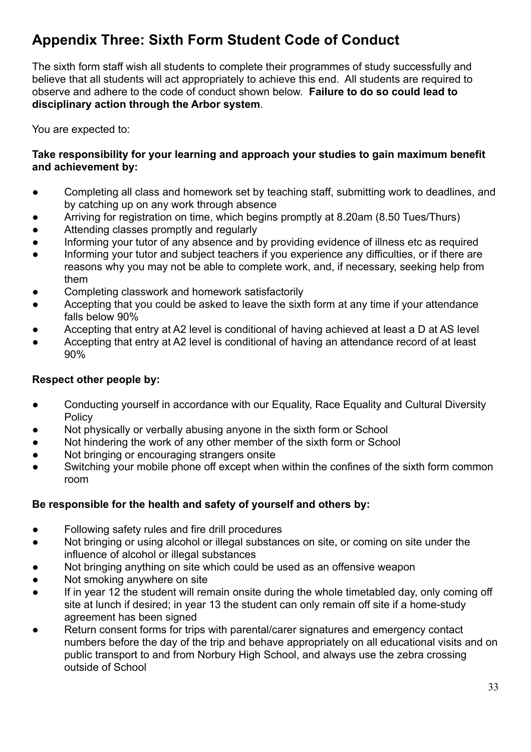# Appendix Three: Sixth Form Student Code of Conduct

The sixth form staff wish all students to complete their programmes of study successfully and believe that all students will act appropriately to achieve this end. All students are required to observe and adhere to the code of conduct shown below. **Failure to do so could lead to disciplinary action through the Arbor system**.

You are expected to:

**Take responsibility for your learning and approach your studies to gain maximum benefit and achievement by:**

- Completing all class and homework set by teaching staff, submitting work to deadlines, and by catching up on any work through absence
- Arriving for registration on time, which begins promptly at 8.20am (8.50 Tues/Thurs)
- Attending classes promptly and regularly
- Informing your tutor of any absence and by providing evidence of illness etc as required
- Informing your tutor and subject teachers if you experience any difficulties, or if there are reasons why you may not be able to complete work, and, if necessary, seeking help from them
- Completing classwork and homework satisfactorily
- Accepting that you could be asked to leave the sixth form at any time if your attendance falls below 90%
- Accepting that entry at A2 level is conditional of having achieved at least a D at AS level
- Accepting that entry at A2 level is conditional of having an attendance record of at least 90%

**Respect other people by:**

- Conducting yourself in accordance with our Equality, Race Equality and Cultural Diversity Policy
- Not physically or verbally abusing anyone in the sixth form or School
- Not hindering the work of any other member of the sixth form or School
- Not bringing or encouraging strangers onsite
- Switching your mobile phone off except when within the confines of the sixth form common room

**Be responsible for the health and safety of yourself and others by:**

- Following safety rules and fire drill procedures
- Not bringing or using alcohol or illegal substances on site, or coming on site under the influence of alcohol or illegal substances
- Not bringing anything on site which could be used as an offensive weapon
- Not smoking anywhere on site
- If in year 12 the student will remain onsite during the whole timetabled day, only coming off site at lunch if desired; in year 13 the student can only remain off site if a home-study agreement has been signed
- Return consent forms for trips with parental/carer signatures and emergency contact numbers before the day of the trip and behave appropriately on all educational visits and on public transport to and from Norbury High School, and always use the zebra crossing outside of School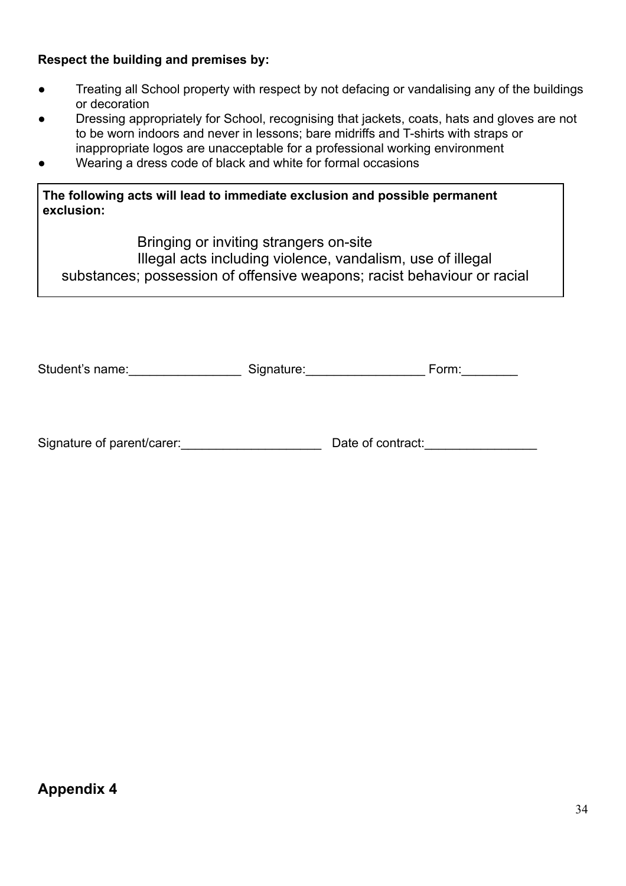**Respect the building and premises by:**

- Treating all School property with respect by not defacing or vandalising any of the buildings or decoration
- Dressing appropriately for School, recognising that jackets, coats, hats and gloves are not to be worn indoors and never in lessons; bare midriffs and T-shirts with straps or inappropriate logos are unacceptable for a professional working environment
- Wearing a dress code of black and white for formal occasions

**The following acts will lead to immediate exclusion and possible permanent exclusion:**

Bringing or inviting strangers on-site
Illegal acts including violence, vandalism, use of illegal substances; possession of offensive weapons; racist behaviour or racial

Student's name:________________ Signature:_________________ Form:________

Signature of parent/carer:____________________ Date of contract:________________

## Appendix 4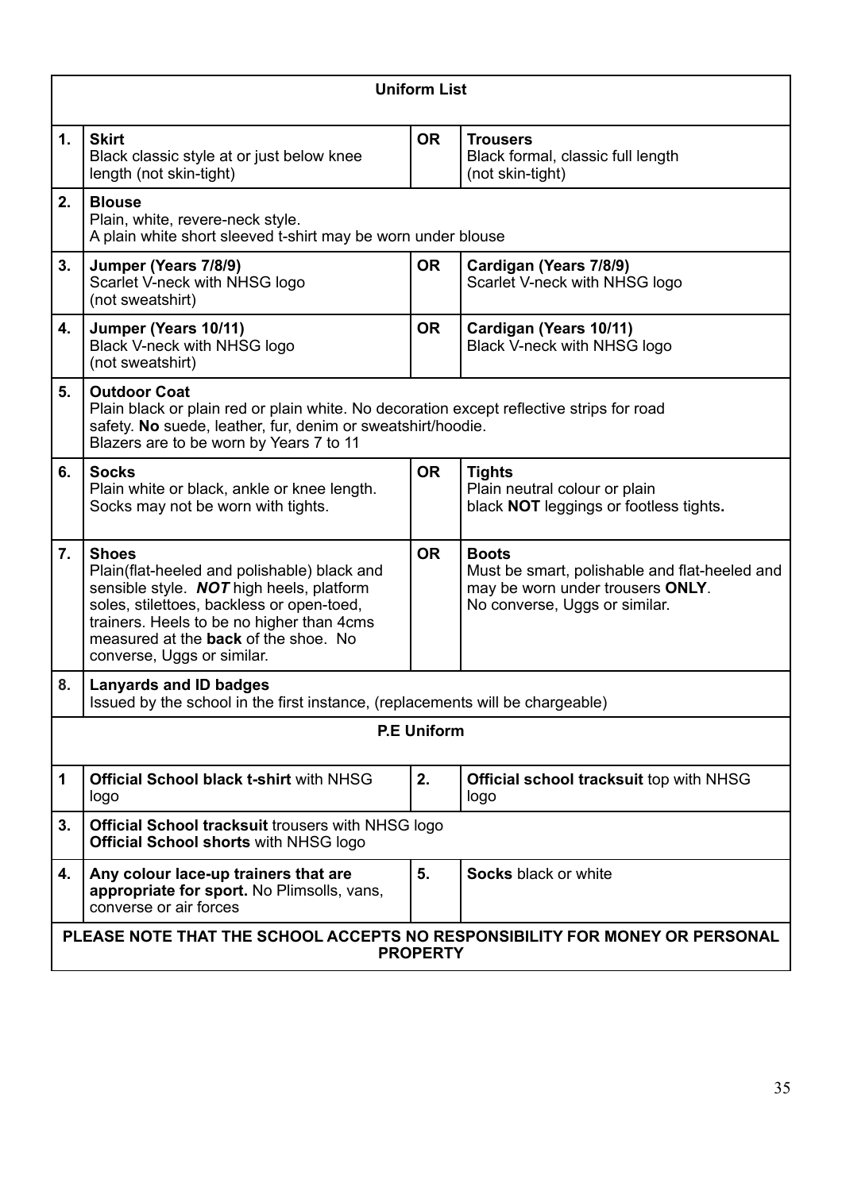| | Uniform List | | |
|---|---|---|---|
| 1. | **Skirt**<br>Black classic style at or just below knee length (not skin-tight) | **OR** | **Trousers**<br>Black formal, classic full length (not skin-tight) |
| 2. | **Blouse**<br>Plain, white, revere-neck style.<br>A plain white short sleeved t-shirt may be worn under blouse | | |
| 3. | **Jumper (Years 7/8/9)**<br>Scarlet V-neck with NHSG logo (not sweatshirt) | **OR** | **Cardigan (Years 7/8/9)**<br>Scarlet V-neck with NHSG logo |
| 4. | **Jumper (Years 10/11)**<br>Black V-neck with NHSG logo (not sweatshirt) | **OR** | **Cardigan (Years 10/11)**<br>Black V-neck with NHSG logo |
| 5. | **Outdoor Coat**<br>Plain black or plain red or plain white. No decoration except reflective strips for road safety. **No** suede, leather, fur, denim or sweatshirt/hoodie.<br>Blazers are to be worn by Years 7 to 11 | | |
| 6. | **Socks**<br>Plain white or black, ankle or knee length. Socks may not be worn with tights. | **OR** | **Tights**<br>Plain neutral colour or plain black **NOT** leggings or footless tights**.** |
| 7. | **Shoes**<br>Plain(flat-heeled and polishable) black and sensible style. ***NOT*** high heels, platform soles, stilettoes, backless or open-toed, trainers. Heels to be no higher than 4cms measured at the **back** of the shoe. No converse, Uggs or similar. | **OR** | **Boots**<br>Must be smart, polishable and flat-heeled and may be worn under trousers **ONLY**.<br>No converse, Uggs or similar. |
| 8. | **Lanyards and ID badges**<br>Issued by the school in the first instance, (replacements will be chargeable) | | |
| | **P.E Uniform** | | |
| 1 | **Official School black t-shirt** with NHSG logo | 2. | **Official school tracksuit** top with NHSG logo |
| 3. | **Official School tracksuit** trousers with NHSG logo<br>**Official School shorts** with NHSG logo | | |
| 4. | **Any colour lace-up trainers that are appropriate for sport.** No Plimsolls, vans, converse or air forces | 5. | **Socks** black or white |
| | **PLEASE NOTE THAT THE SCHOOL ACCEPTS NO RESPONSIBILITY FOR MONEY OR PERSONAL PROPERTY** | | |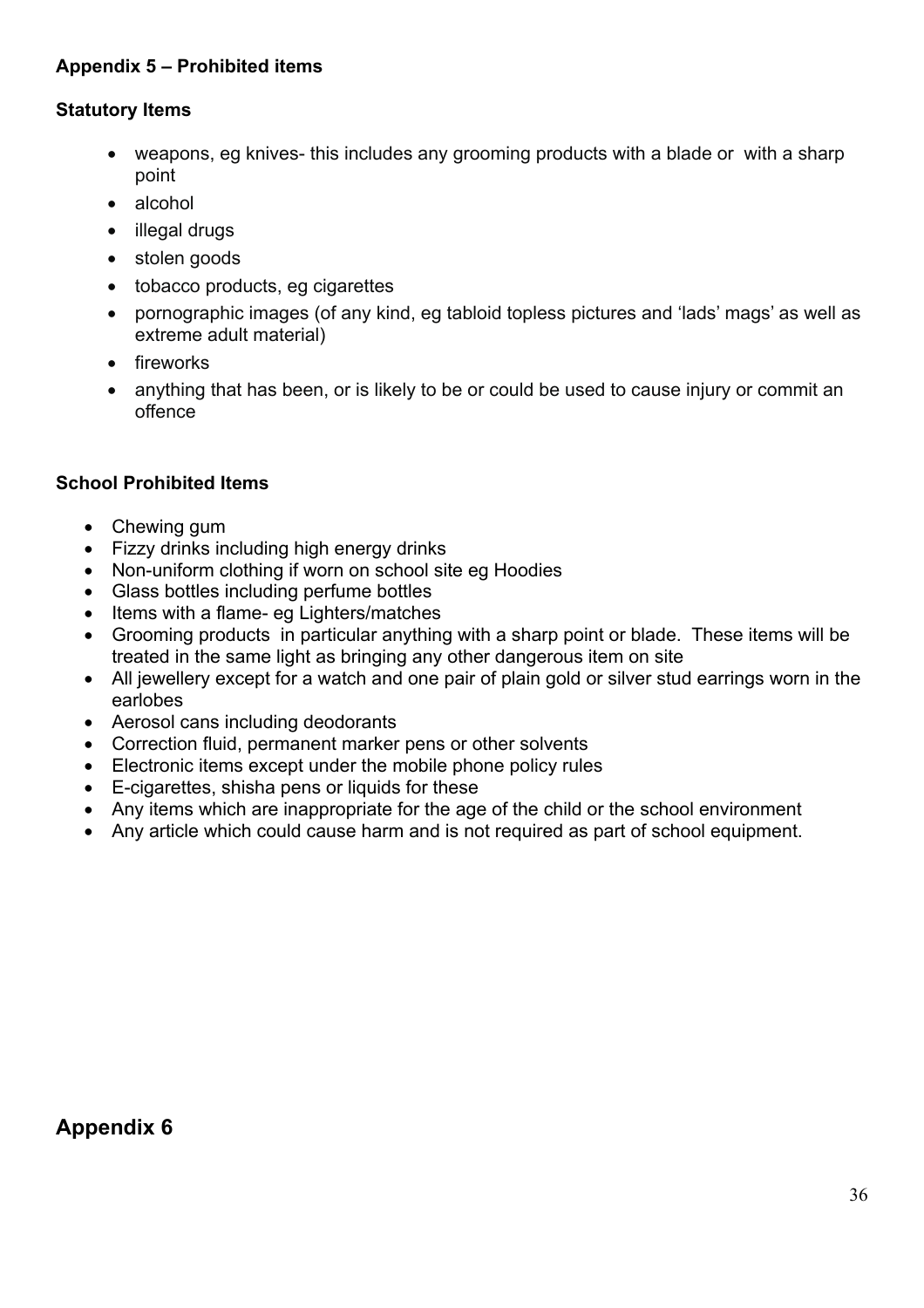**Appendix 5 – Prohibited items**

**Statutory Items**

- weapons, eg knives- this includes any grooming products with a blade or with a sharp point
- alcohol
- illegal drugs
- stolen goods
- tobacco products, eg cigarettes
- pornographic images (of any kind, eg tabloid topless pictures and 'lads' mags' as well as extreme adult material)
- fireworks
- anything that has been, or is likely to be or could be used to cause injury or commit an offence

**School Prohibited Items**

- Chewing gum
- Fizzy drinks including high energy drinks
- Non-uniform clothing if worn on school site eg Hoodies
- Glass bottles including perfume bottles
- Items with a flame- eg Lighters/matches
- Grooming products in particular anything with a sharp point or blade. These items will be treated in the same light as bringing any other dangerous item on site
- All jewellery except for a watch and one pair of plain gold or silver stud earrings worn in the earlobes
- Aerosol cans including deodorants
- Correction fluid, permanent marker pens or other solvents
- Electronic items except under the mobile phone policy rules
- E-cigarettes, shisha pens or liquids for these
- Any items which are inappropriate for the age of the child or the school environment
- Any article which could cause harm and is not required as part of school equipment.

## Appendix 6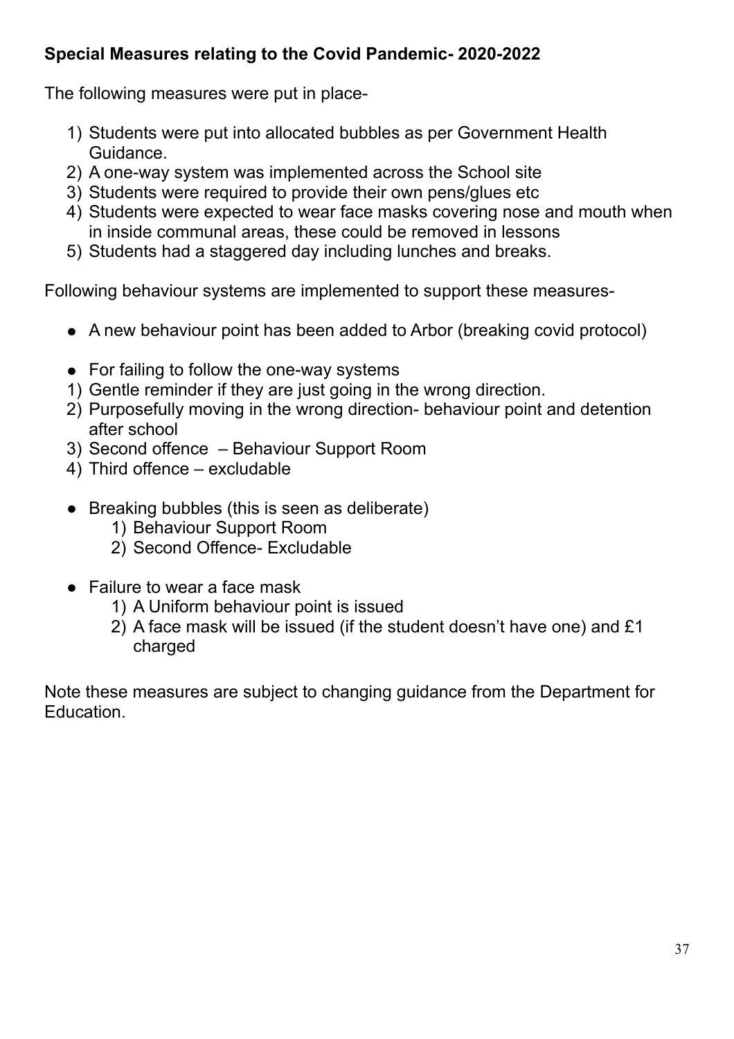**Special Measures relating to the Covid Pandemic- 2020-2022**

The following measures were put in place-

1) Students were put into allocated bubbles as per Government Health Guidance.
2) A one-way system was implemented across the School site
3) Students were required to provide their own pens/glues etc
4) Students were expected to wear face masks covering nose and mouth when in inside communal areas, these could be removed in lessons
5) Students had a staggered day including lunches and breaks.

Following behaviour systems are implemented to support these measures-

- A new behaviour point has been added to Arbor (breaking covid protocol)

- For failing to follow the one-way systems

1) Gentle reminder if they are just going in the wrong direction.
2) Purposefully moving in the wrong direction- behaviour point and detention after school
3) Second offence – Behaviour Support Room
4) Third offence – excludable

- Breaking bubbles (this is seen as deliberate)
    1) Behaviour Support Room
    2) Second Offence- Excludable

- Failure to wear a face mask
    1) A Uniform behaviour point is issued
    2) A face mask will be issued (if the student doesn't have one) and £1 charged

Note these measures are subject to changing guidance from the Department for Education.